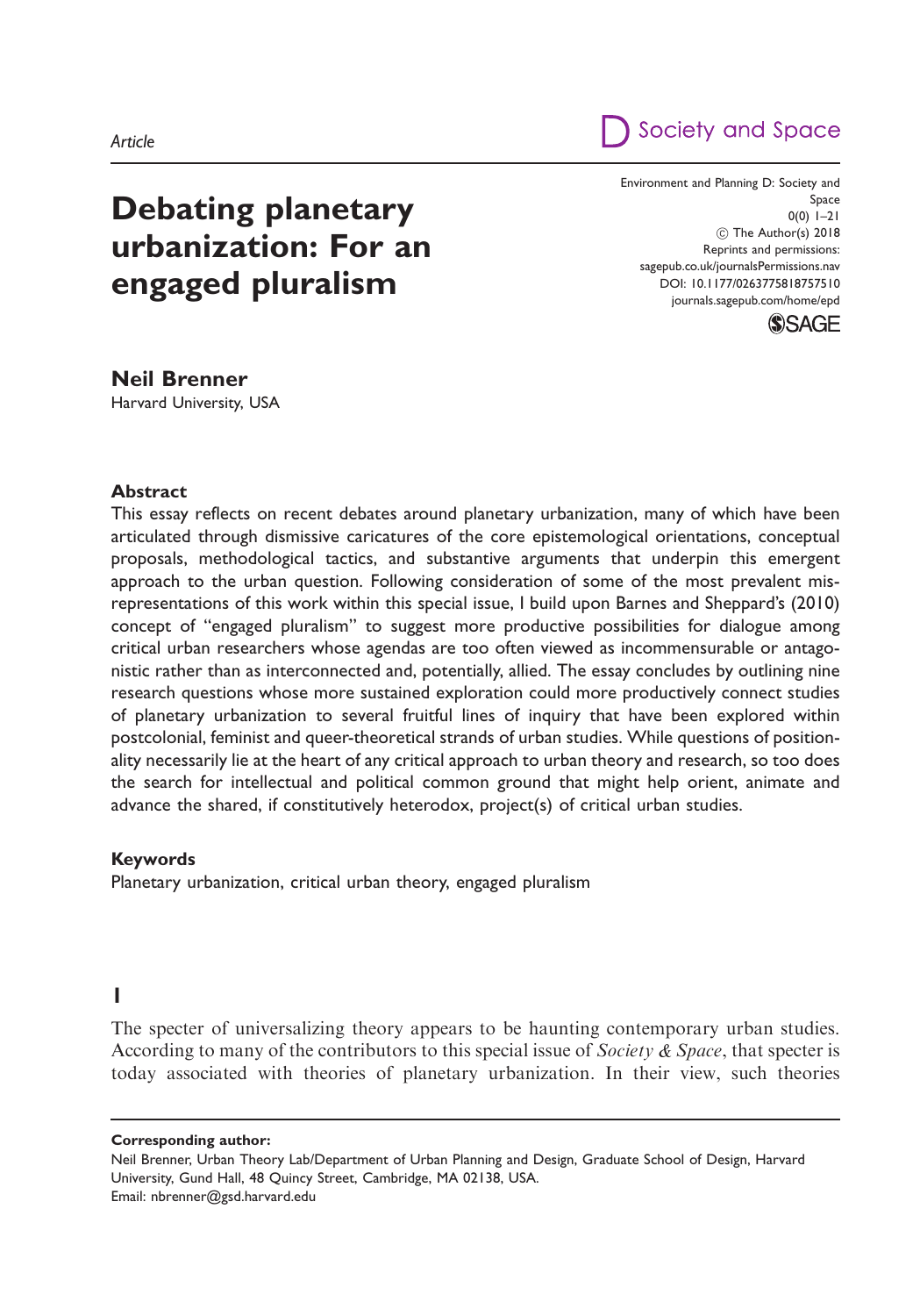Article

# Debating planetary urbanization: For an engaged pluralism

Environment and Planning D: Society and Space
0(0) 1–21
© The Author(s) 2018
Reprints and permissions: sagepub.co.uk/journalsPermissions.nav
DOI: 10.1177/0263775818757510
journals.sagepub.com/home/epd

**Neil Brenner**
Harvard University, USA

## Abstract

This essay reflects on recent debates around planetary urbanization, many of which have been articulated through dismissive caricatures of the core epistemological orientations, conceptual proposals, methodological tactics, and substantive arguments that underpin this emergent approach to the urban question. Following consideration of some of the most prevalent misrepresentations of this work within this special issue, I build upon Barnes and Sheppard's (2010) concept of "engaged pluralism" to suggest more productive possibilities for dialogue among critical urban researchers whose agendas are too often viewed as incommensurable or antagonistic rather than as interconnected and, potentially, allied. The essay concludes by outlining nine research questions whose more sustained exploration could more productively connect studies of planetary urbanization to several fruitful lines of inquiry that have been explored within postcolonial, feminist and queer-theoretical strands of urban studies. While questions of positionality necessarily lie at the heart of any critical approach to urban theory and research, so too does the search for intellectual and political common ground that might help orient, animate and advance the shared, if constitutively heterodox, project(s) of critical urban studies.

## Keywords

Planetary urbanization, critical urban theory, engaged pluralism

## I

The specter of universalizing theory appears to be haunting contemporary urban studies. According to many of the contributors to this special issue of *Society & Space*, that specter is today associated with theories of planetary urbanization. In their view, such theories

---

**Corresponding author:**
Neil Brenner, Urban Theory Lab/Department of Urban Planning and Design, Graduate School of Design, Harvard University, Gund Hall, 48 Quincy Street, Cambridge, MA 02138, USA.
Email: nbrenner@gsd.harvard.edu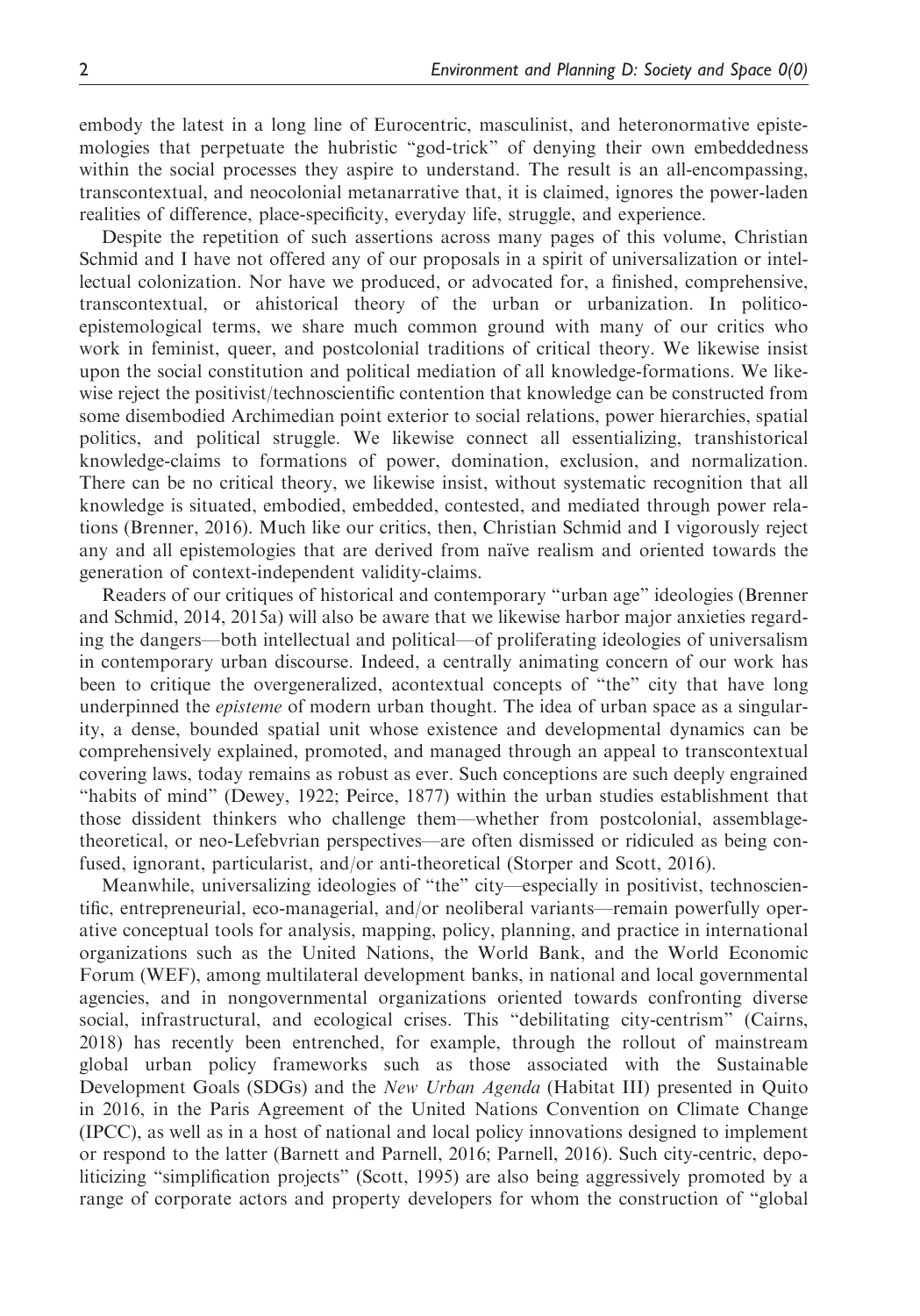embody the latest in a long line of Eurocentric, masculinist, and heteronormative epistemologies that perpetuate the hubristic "god-trick" of denying their own embeddedness within the social processes they aspire to understand. The result is an all-encompassing, transcontextual, and neocolonial metanarrative that, it is claimed, ignores the power-laden realities of difference, place-specificity, everyday life, struggle, and experience.

Despite the repetition of such assertions across many pages of this volume, Christian Schmid and I have not offered any of our proposals in a spirit of universalization or intellectual colonization. Nor have we produced, or advocated for, a finished, comprehensive, transcontextual, or ahistorical theory of the urban or urbanization. In politico-epistemological terms, we share much common ground with many of our critics who work in feminist, queer, and postcolonial traditions of critical theory. We likewise insist upon the social constitution and political mediation of all knowledge-formations. We likewise reject the positivist/technoscientific contention that knowledge can be constructed from some disembodied Archimedian point exterior to social relations, power hierarchies, spatial politics, and political struggle. We likewise connect all essentializing, transhistorical knowledge-claims to formations of power, domination, exclusion, and normalization. There can be no critical theory, we likewise insist, without systematic recognition that all knowledge is situated, embodied, embedded, contested, and mediated through power relations (Brenner, 2016). Much like our critics, then, Christian Schmid and I vigorously reject any and all epistemologies that are derived from naïve realism and oriented towards the generation of context-independent validity-claims.

Readers of our critiques of historical and contemporary "urban age" ideologies (Brenner and Schmid, 2014, 2015a) will also be aware that we likewise harbor major anxieties regarding the dangers—both intellectual and political—of proliferating ideologies of universalism in contemporary urban discourse. Indeed, a centrally animating concern of our work has been to critique the overgeneralized, acontextual concepts of "the" city that have long underpinned the *episteme* of modern urban thought. The idea of urban space as a singularity, a dense, bounded spatial unit whose existence and developmental dynamics can be comprehensively explained, promoted, and managed through an appeal to transcontextual covering laws, today remains as robust as ever. Such conceptions are such deeply engrained "habits of mind" (Dewey, 1922; Peirce, 1877) within the urban studies establishment that those dissident thinkers who challenge them—whether from postcolonial, assemblage-theoretical, or neo-Lefebvrian perspectives—are often dismissed or ridiculed as being confused, ignorant, particularist, and/or anti-theoretical (Storper and Scott, 2016).

Meanwhile, universalizing ideologies of "the" city—especially in positivist, technoscientific, entrepreneurial, eco-managerial, and/or neoliberal variants—remain powerfully operative conceptual tools for analysis, mapping, policy, planning, and practice in international organizations such as the United Nations, the World Bank, and the World Economic Forum (WEF), among multilateral development banks, in national and local governmental agencies, and in nongovernmental organizations oriented towards confronting diverse social, infrastructural, and ecological crises. This "debilitating city-centrism" (Cairns, 2018) has recently been entrenched, for example, through the rollout of mainstream global urban policy frameworks such as those associated with the Sustainable Development Goals (SDGs) and the *New Urban Agenda* (Habitat III) presented in Quito in 2016, in the Paris Agreement of the United Nations Convention on Climate Change (IPCC), as well as in a host of national and local policy innovations designed to implement or respond to the latter (Barnett and Parnell, 2016; Parnell, 2016). Such city-centric, depoliticizing "simplification projects" (Scott, 1995) are also being aggressively promoted by a range of corporate actors and property developers for whom the construction of "global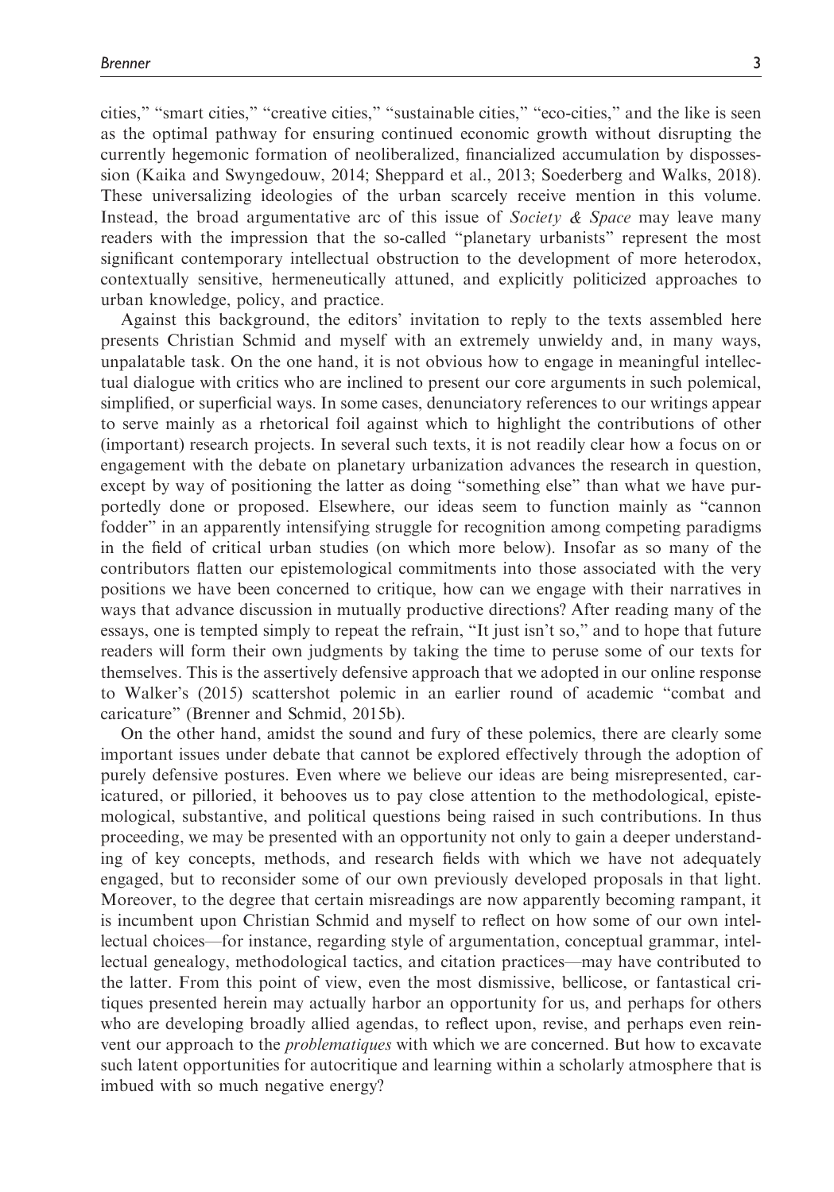cities," "smart cities," "creative cities," "sustainable cities," "eco-cities," and the like is seen as the optimal pathway for ensuring continued economic growth without disrupting the currently hegemonic formation of neoliberalized, financialized accumulation by dispossession (Kaika and Swyngedouw, 2014; Sheppard et al., 2013; Soederberg and Walks, 2018). These universalizing ideologies of the urban scarcely receive mention in this volume. Instead, the broad argumentative arc of this issue of *Society & Space* may leave many readers with the impression that the so-called "planetary urbanists" represent the most significant contemporary intellectual obstruction to the development of more heterodox, contextually sensitive, hermeneutically attuned, and explicitly politicized approaches to urban knowledge, policy, and practice.

Against this background, the editors' invitation to reply to the texts assembled here presents Christian Schmid and myself with an extremely unwieldy and, in many ways, unpalatable task. On the one hand, it is not obvious how to engage in meaningful intellectual dialogue with critics who are inclined to present our core arguments in such polemical, simplified, or superficial ways. In some cases, denunciatory references to our writings appear to serve mainly as a rhetorical foil against which to highlight the contributions of other (important) research projects. In several such texts, it is not readily clear how a focus on or engagement with the debate on planetary urbanization advances the research in question, except by way of positioning the latter as doing "something else" than what we have purportedly done or proposed. Elsewhere, our ideas seem to function mainly as "cannon fodder" in an apparently intensifying struggle for recognition among competing paradigms in the field of critical urban studies (on which more below). Insofar as so many of the contributors flatten our epistemological commitments into those associated with the very positions we have been concerned to critique, how can we engage with their narratives in ways that advance discussion in mutually productive directions? After reading many of the essays, one is tempted simply to repeat the refrain, "It just isn't so," and to hope that future readers will form their own judgments by taking the time to peruse some of our texts for themselves. This is the assertively defensive approach that we adopted in our online response to Walker's (2015) scattershot polemic in an earlier round of academic "combat and caricature" (Brenner and Schmid, 2015b).

On the other hand, amidst the sound and fury of these polemics, there are clearly some important issues under debate that cannot be explored effectively through the adoption of purely defensive postures. Even where we believe our ideas are being misrepresented, caricatured, or pilloried, it behooves us to pay close attention to the methodological, epistemological, substantive, and political questions being raised in such contributions. In thus proceeding, we may be presented with an opportunity not only to gain a deeper understanding of key concepts, methods, and research fields with which we have not adequately engaged, but to reconsider some of our own previously developed proposals in that light. Moreover, to the degree that certain misreadings are now apparently becoming rampant, it is incumbent upon Christian Schmid and myself to reflect on how some of our own intellectual choices—for instance, regarding style of argumentation, conceptual grammar, intellectual genealogy, methodological tactics, and citation practices—may have contributed to the latter. From this point of view, even the most dismissive, bellicose, or fantastical critiques presented herein may actually harbor an opportunity for us, and perhaps for others who are developing broadly allied agendas, to reflect upon, revise, and perhaps even reinvent our approach to the *problematiques* with which we are concerned. But how to excavate such latent opportunities for autocritique and learning within a scholarly atmosphere that is imbued with so much negative energy?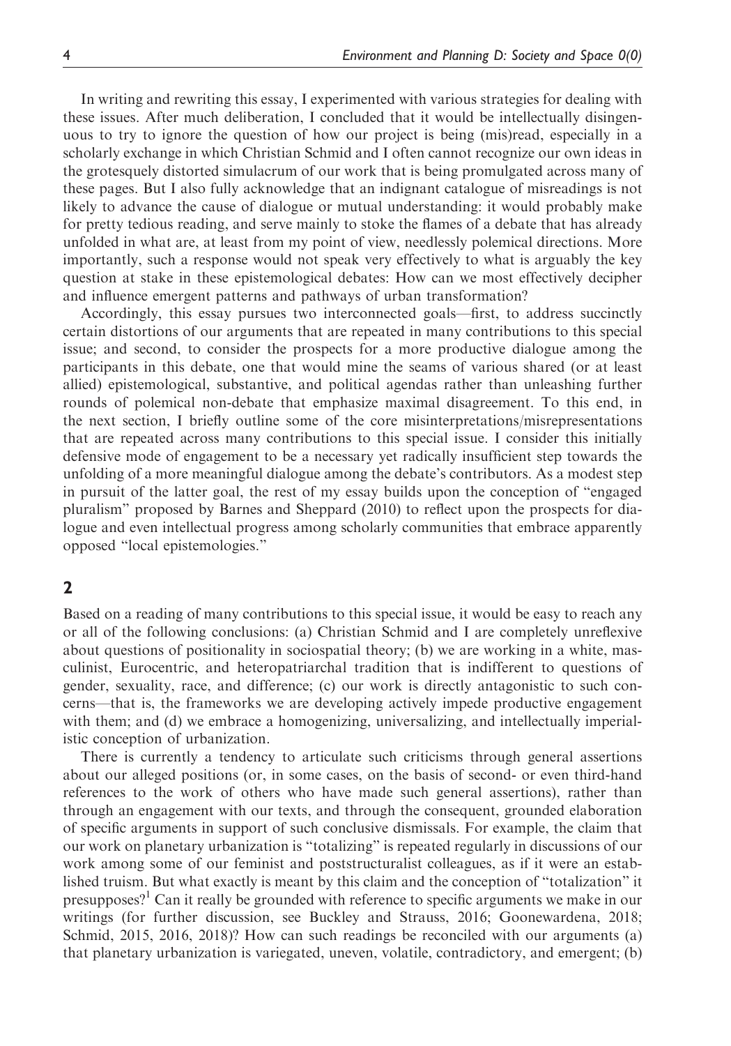In writing and rewriting this essay, I experimented with various strategies for dealing with these issues. After much deliberation, I concluded that it would be intellectually disingenuous to try to ignore the question of how our project is being (mis)read, especially in a scholarly exchange in which Christian Schmid and I often cannot recognize our own ideas in the grotesquely distorted simulacrum of our work that is being promulgated across many of these pages. But I also fully acknowledge that an indignant catalogue of misreadings is not likely to advance the cause of dialogue or mutual understanding: it would probably make for pretty tedious reading, and serve mainly to stoke the flames of a debate that has already unfolded in what are, at least from my point of view, needlessly polemical directions. More importantly, such a response would not speak very effectively to what is arguably the key question at stake in these epistemological debates: How can we most effectively decipher and influence emergent patterns and pathways of urban transformation?

Accordingly, this essay pursues two interconnected goals—first, to address succinctly certain distortions of our arguments that are repeated in many contributions to this special issue; and second, to consider the prospects for a more productive dialogue among the participants in this debate, one that would mine the seams of various shared (or at least allied) epistemological, substantive, and political agendas rather than unleashing further rounds of polemical non-debate that emphasize maximal disagreement. To this end, in the next section, I briefly outline some of the core misinterpretations/misrepresentations that are repeated across many contributions to this special issue. I consider this initially defensive mode of engagement to be a necessary yet radically insufficient step towards the unfolding of a more meaningful dialogue among the debate's contributors. As a modest step in pursuit of the latter goal, the rest of my essay builds upon the conception of "engaged pluralism" proposed by Barnes and Sheppard (2010) to reflect upon the prospects for dialogue and even intellectual progress among scholarly communities that embrace apparently opposed "local epistemologies."

## 2

Based on a reading of many contributions to this special issue, it would be easy to reach any or all of the following conclusions: (a) Christian Schmid and I are completely unreflexive about questions of positionality in sociospatial theory; (b) we are working in a white, masculinist, Eurocentric, and heteropatriarchal tradition that is indifferent to questions of gender, sexuality, race, and difference; (c) our work is directly antagonistic to such concerns—that is, the frameworks we are developing actively impede productive engagement with them; and (d) we embrace a homogenizing, universalizing, and intellectually imperialistic conception of urbanization.

There is currently a tendency to articulate such criticisms through general assertions about our alleged positions (or, in some cases, on the basis of second- or even third-hand references to the work of others who have made such general assertions), rather than through an engagement with our texts, and through the consequent, grounded elaboration of specific arguments in support of such conclusive dismissals. For example, the claim that our work on planetary urbanization is "totalizing" is repeated regularly in discussions of our work among some of our feminist and poststructuralist colleagues, as if it were an established truism. But what exactly is meant by this claim and the conception of "totalization" it presupposes?[1] Can it really be grounded with reference to specific arguments we make in our writings (for further discussion, see Buckley and Strauss, 2016; Goonewardena, 2018; Schmid, 2015, 2016, 2018)? How can such readings be reconciled with our arguments (a) that planetary urbanization is variegated, uneven, volatile, contradictory, and emergent; (b)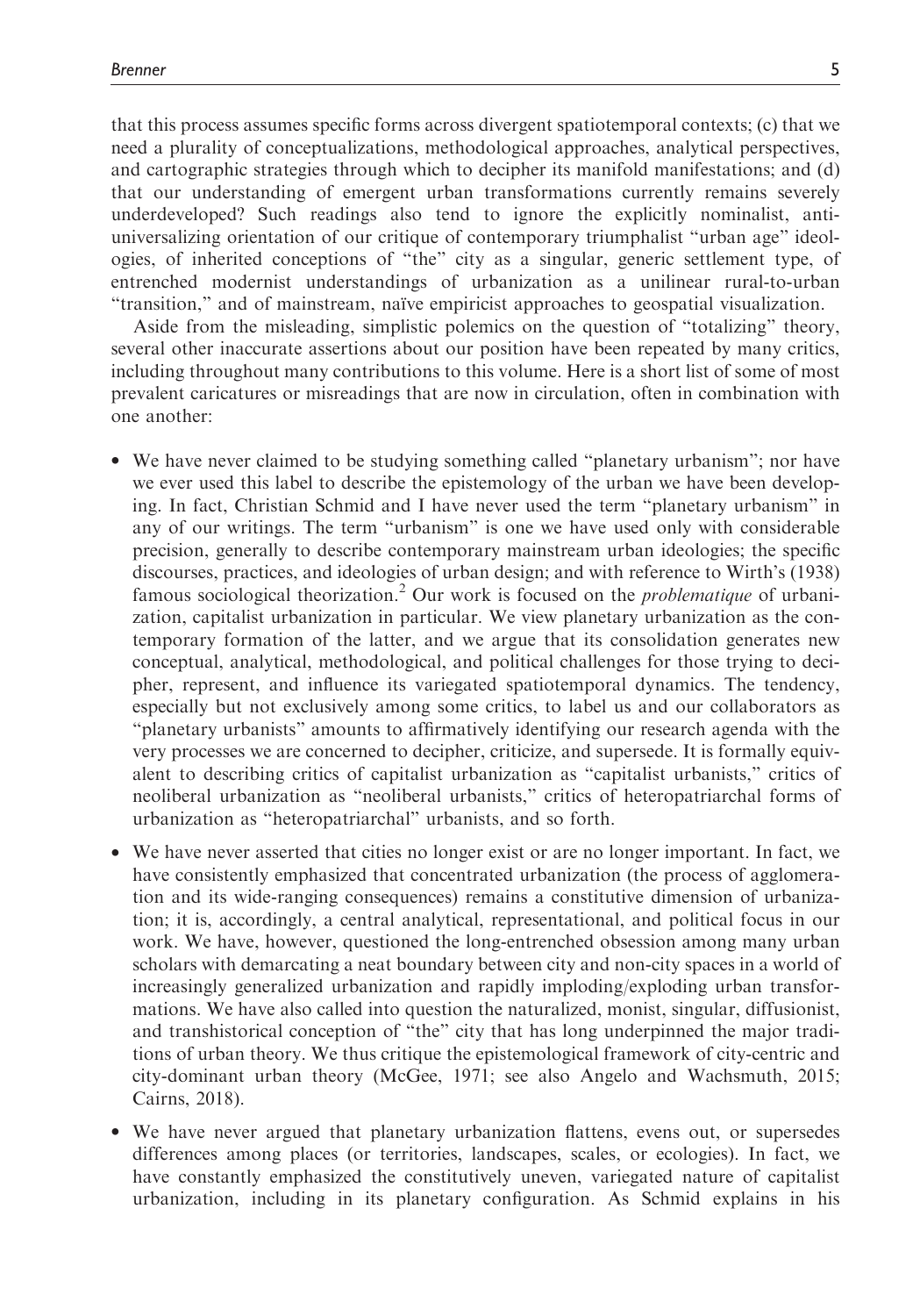that this process assumes specific forms across divergent spatiotemporal contexts; (c) that we need a plurality of conceptualizations, methodological approaches, analytical perspectives, and cartographic strategies through which to decipher its manifold manifestations; and (d) that our understanding of emergent urban transformations currently remains severely underdeveloped? Such readings also tend to ignore the explicitly nominalist, anti-universalizing orientation of our critique of contemporary triumphalist "urban age" ideologies, of inherited conceptions of "the" city as a singular, generic settlement type, of entrenched modernist understandings of urbanization as a unilinear rural-to-urban "transition," and of mainstream, naïve empiricist approaches to geospatial visualization.

Aside from the misleading, simplistic polemics on the question of "totalizing" theory, several other inaccurate assertions about our position have been repeated by many critics, including throughout many contributions to this volume. Here is a short list of some of most prevalent caricatures or misreadings that are now in circulation, often in combination with one another:

- We have never claimed to be studying something called "planetary urbanism"; nor have we ever used this label to describe the epistemology of the urban we have been developing. In fact, Christian Schmid and I have never used the term "planetary urbanism" in any of our writings. The term "urbanism" is one we have used only with considerable precision, generally to describe contemporary mainstream urban ideologies; the specific discourses, practices, and ideologies of urban design; and with reference to Wirth's (1938) famous sociological theorization.[2] Our work is focused on the *problematique* of urbanization, capitalist urbanization in particular. We view planetary urbanization as the contemporary formation of the latter, and we argue that its consolidation generates new conceptual, analytical, methodological, and political challenges for those trying to decipher, represent, and influence its variegated spatiotemporal dynamics. The tendency, especially but not exclusively among some critics, to label us and our collaborators as "planetary urbanists" amounts to affirmatively identifying our research agenda with the very processes we are concerned to decipher, criticize, and supersede. It is formally equivalent to describing critics of capitalist urbanization as "capitalist urbanists," critics of neoliberal urbanization as "neoliberal urbanists," critics of heteropatriarchal forms of urbanization as "heteropatriarchal" urbanists, and so forth.
- We have never asserted that cities no longer exist or are no longer important. In fact, we have consistently emphasized that concentrated urbanization (the process of agglomeration and its wide-ranging consequences) remains a constitutive dimension of urbanization; it is, accordingly, a central analytical, representational, and political focus in our work. We have, however, questioned the long-entrenched obsession among many urban scholars with demarcating a neat boundary between city and non-city spaces in a world of increasingly generalized urbanization and rapidly imploding/exploding urban transformations. We have also called into question the naturalized, monist, singular, diffusionist, and transhistorical conception of "the" city that has long underpinned the major traditions of urban theory. We thus critique the epistemological framework of city-centric and city-dominant urban theory (McGee, 1971; see also Angelo and Wachsmuth, 2015; Cairns, 2018).
- We have never argued that planetary urbanization flattens, evens out, or supersedes differences among places (or territories, landscapes, scales, or ecologies). In fact, we have constantly emphasized the constitutively uneven, variegated nature of capitalist urbanization, including in its planetary configuration. As Schmid explains in his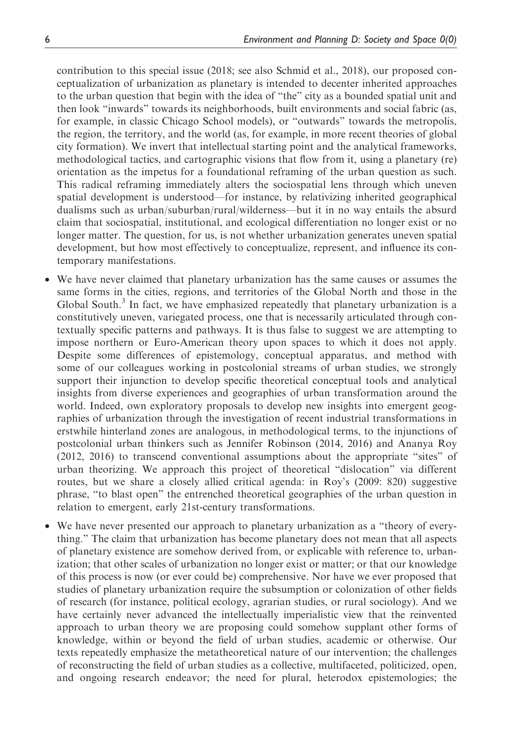contribution to this special issue (2018; see also Schmid et al., 2018), our proposed conceptualization of urbanization as planetary is intended to decenter inherited approaches to the urban question that begin with the idea of "the" city as a bounded spatial unit and then look "inwards" towards its neighborhoods, built environments and social fabric (as, for example, in classic Chicago School models), or "outwards" towards the metropolis, the region, the territory, and the world (as, for example, in more recent theories of global city formation). We invert that intellectual starting point and the analytical frameworks, methodological tactics, and cartographic visions that flow from it, using a planetary (re) orientation as the impetus for a foundational reframing of the urban question as such. This radical reframing immediately alters the sociospatial lens through which uneven spatial development is understood—for instance, by relativizing inherited geographical dualisms such as urban/suburban/rural/wilderness—but it in no way entails the absurd claim that sociospatial, institutional, and ecological differentiation no longer exist or no longer matter. The question, for us, is not whether urbanization generates uneven spatial development, but how most effectively to conceptualize, represent, and influence its contemporary manifestations.

- We have never claimed that planetary urbanization has the same causes or assumes the same forms in the cities, regions, and territories of the Global North and those in the Global South.[3] In fact, we have emphasized repeatedly that planetary urbanization is a constitutively uneven, variegated process, one that is necessarily articulated through contextually specific patterns and pathways. It is thus false to suggest we are attempting to impose northern or Euro-American theory upon spaces to which it does not apply. Despite some differences of epistemology, conceptual apparatus, and method with some of our colleagues working in postcolonial streams of urban studies, we strongly support their injunction to develop specific theoretical conceptual tools and analytical insights from diverse experiences and geographies of urban transformation around the world. Indeed, own exploratory proposals to develop new insights into emergent geographies of urbanization through the investigation of recent industrial transformations in erstwhile hinterland zones are analogous, in methodological terms, to the injunctions of postcolonial urban thinkers such as Jennifer Robinson (2014, 2016) and Ananya Roy (2012, 2016) to transcend conventional assumptions about the appropriate "sites" of urban theorizing. We approach this project of theoretical "dislocation" via different routes, but we share a closely allied critical agenda: in Roy's (2009: 820) suggestive phrase, "to blast open" the entrenched theoretical geographies of the urban question in relation to emergent, early 21st-century transformations.
- We have never presented our approach to planetary urbanization as a "theory of everything." The claim that urbanization has become planetary does not mean that all aspects of planetary existence are somehow derived from, or explicable with reference to, urbanization; that other scales of urbanization no longer exist or matter; or that our knowledge of this process is now (or ever could be) comprehensive. Nor have we ever proposed that studies of planetary urbanization require the subsumption or colonization of other fields of research (for instance, political ecology, agrarian studies, or rural sociology). And we have certainly never advanced the intellectually imperialistic view that the reinvented approach to urban theory we are proposing could somehow supplant other forms of knowledge, within or beyond the field of urban studies, academic or otherwise. Our texts repeatedly emphasize the metatheoretical nature of our intervention; the challenges of reconstructing the field of urban studies as a collective, multifaceted, politicized, open, and ongoing research endeavor; the need for plural, heterodox epistemologies; the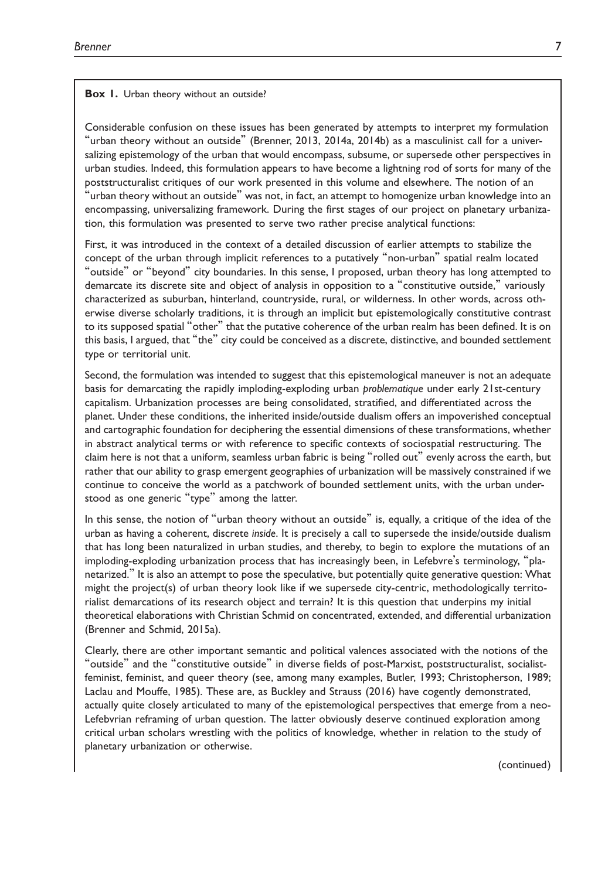**Box 1.** Urban theory without an outside?

Considerable confusion on these issues has been generated by attempts to interpret my formulation "urban theory without an outside" (Brenner, 2013, 2014a, 2014b) as a masculinist call for a universalizing epistemology of the urban that would encompass, subsume, or supersede other perspectives in urban studies. Indeed, this formulation appears to have become a lightning rod of sorts for many of the poststructuralist critiques of our work presented in this volume and elsewhere. The notion of an "urban theory without an outside" was not, in fact, an attempt to homogenize urban knowledge into an encompassing, universalizing framework. During the first stages of our project on planetary urbanization, this formulation was presented to serve two rather precise analytical functions:

First, it was introduced in the context of a detailed discussion of earlier attempts to stabilize the concept of the urban through implicit references to a putatively "non-urban" spatial realm located "outside" or "beyond" city boundaries. In this sense, I proposed, urban theory has long attempted to demarcate its discrete site and object of analysis in opposition to a "constitutive outside," variously characterized as suburban, hinterland, countryside, rural, or wilderness. In other words, across otherwise diverse scholarly traditions, it is through an implicit but epistemologically constitutive contrast to its supposed spatial "other" that the putative coherence of the urban realm has been defined. It is on this basis, I argued, that "the" city could be conceived as a discrete, distinctive, and bounded settlement type or territorial unit.

Second, the formulation was intended to suggest that this epistemological maneuver is not an adequate basis for demarcating the rapidly imploding-exploding urban *problematique* under early 21st-century capitalism. Urbanization processes are being consolidated, stratified, and differentiated across the planet. Under these conditions, the inherited inside/outside dualism offers an impoverished conceptual and cartographic foundation for deciphering the essential dimensions of these transformations, whether in abstract analytical terms or with reference to specific contexts of sociospatial restructuring. The claim here is not that a uniform, seamless urban fabric is being "rolled out" evenly across the earth, but rather that our ability to grasp emergent geographies of urbanization will be massively constrained if we continue to conceive the world as a patchwork of bounded settlement units, with the urban understood as one generic "type" among the latter.

In this sense, the notion of "urban theory without an outside" is, equally, a critique of the idea of the urban as having a coherent, discrete *inside*. It is precisely a call to supersede the inside/outside dualism that has long been naturalized in urban studies, and thereby, to begin to explore the mutations of an imploding-exploding urbanization process that has increasingly been, in Lefebvre's terminology, "planetarized." It is also an attempt to pose the speculative, but potentially quite generative question: What might the project(s) of urban theory look like if we supersede city-centric, methodologically territorialist demarcations of its research object and terrain? It is this question that underpins my initial theoretical elaborations with Christian Schmid on concentrated, extended, and differential urbanization (Brenner and Schmid, 2015a).

Clearly, there are other important semantic and political valences associated with the notions of the "outside" and the "constitutive outside" in diverse fields of post-Marxist, poststructuralist, socialist-feminist, feminist, and queer theory (see, among many examples, Butler, 1993; Christopherson, 1989; Laclau and Mouffe, 1985). These are, as Buckley and Strauss (2016) have cogently demonstrated, actually quite closely articulated to many of the epistemological perspectives that emerge from a neo-Lefebvrian reframing of urban question. The latter obviously deserve continued exploration among critical urban scholars wrestling with the politics of knowledge, whether in relation to the study of planetary urbanization or otherwise.

(continued)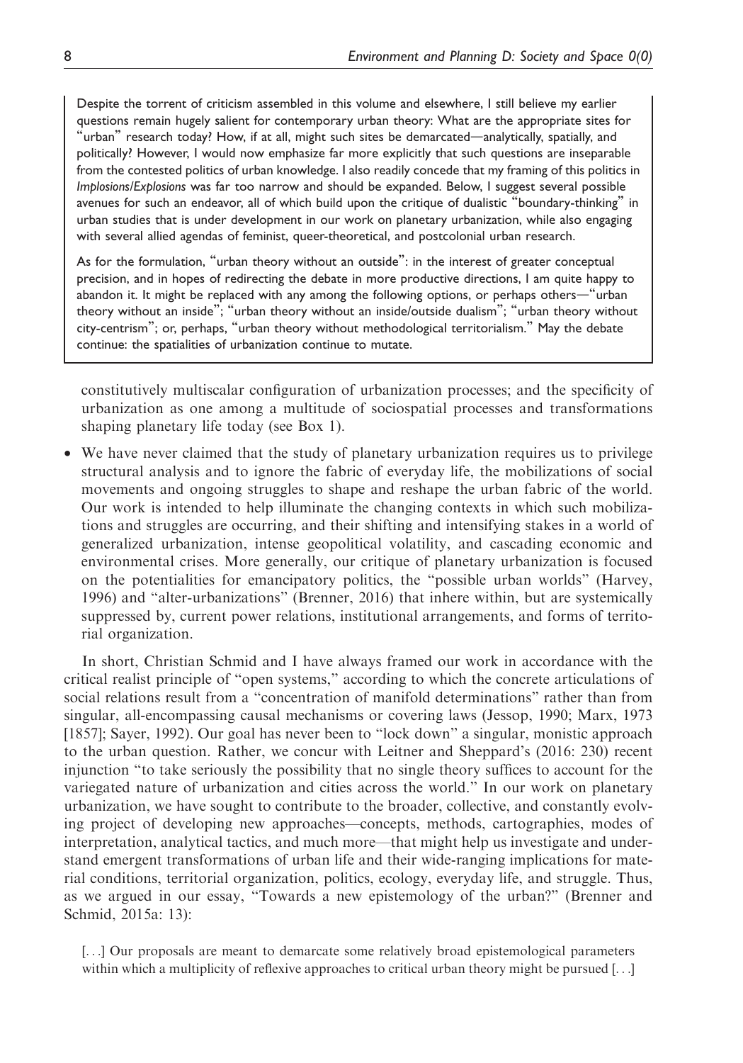Despite the torrent of criticism assembled in this volume and elsewhere, I still believe my earlier questions remain hugely salient for contemporary urban theory: What are the appropriate sites for "urban" research today? How, if at all, might such sites be demarcated—analytically, spatially, and politically? However, I would now emphasize far more explicitly that such questions are inseparable from the contested politics of urban knowledge. I also readily concede that my framing of this politics in *Implosions/Explosions* was far too narrow and should be expanded. Below, I suggest several possible avenues for such an endeavor, all of which build upon the critique of dualistic "boundary-thinking" in urban studies that is under development in our work on planetary urbanization, while also engaging with several allied agendas of feminist, queer-theoretical, and postcolonial urban research.

As for the formulation, "urban theory without an outside": in the interest of greater conceptual precision, and in hopes of redirecting the debate in more productive directions, I am quite happy to abandon it. It might be replaced with any among the following options, or perhaps others—"urban theory without an inside"; "urban theory without an inside/outside dualism"; "urban theory without city-centrism"; or, perhaps, "urban theory without methodological territorialism." May the debate continue: the spatialities of urbanization continue to mutate.

constitutively multiscalar configuration of urbanization processes; and the specificity of urbanization as one among a multitude of sociospatial processes and transformations shaping planetary life today (see Box 1).

- We have never claimed that the study of planetary urbanization requires us to privilege structural analysis and to ignore the fabric of everyday life, the mobilizations of social movements and ongoing struggles to shape and reshape the urban fabric of the world. Our work is intended to help illuminate the changing contexts in which such mobilizations and struggles are occurring, and their shifting and intensifying stakes in a world of generalized urbanization, intense geopolitical volatility, and cascading economic and environmental crises. More generally, our critique of planetary urbanization is focused on the potentialities for emancipatory politics, the "possible urban worlds" (Harvey, 1996) and "alter-urbanizations" (Brenner, 2016) that inhere within, but are systemically suppressed by, current power relations, institutional arrangements, and forms of territorial organization.

In short, Christian Schmid and I have always framed our work in accordance with the critical realist principle of "open systems," according to which the concrete articulations of social relations result from a "concentration of manifold determinations" rather than from singular, all-encompassing causal mechanisms or covering laws (Jessop, 1990; Marx, 1973 [1857]; Sayer, 1992). Our goal has never been to "lock down" a singular, monistic approach to the urban question. Rather, we concur with Leitner and Sheppard's (2016: 230) recent injunction "to take seriously the possibility that no single theory suffices to account for the variegated nature of urbanization and cities across the world." In our work on planetary urbanization, we have sought to contribute to the broader, collective, and constantly evolving project of developing new approaches—concepts, methods, cartographies, modes of interpretation, analytical tactics, and much more—that might help us investigate and understand emergent transformations of urban life and their wide-ranging implications for material conditions, territorial organization, politics, ecology, everyday life, and struggle. Thus, as we argued in our essay, "Towards a new epistemology of the urban?" (Brenner and Schmid, 2015a: 13):

> [...] Our proposals are meant to demarcate some relatively broad epistemological parameters within which a multiplicity of reflexive approaches to critical urban theory might be pursued [...]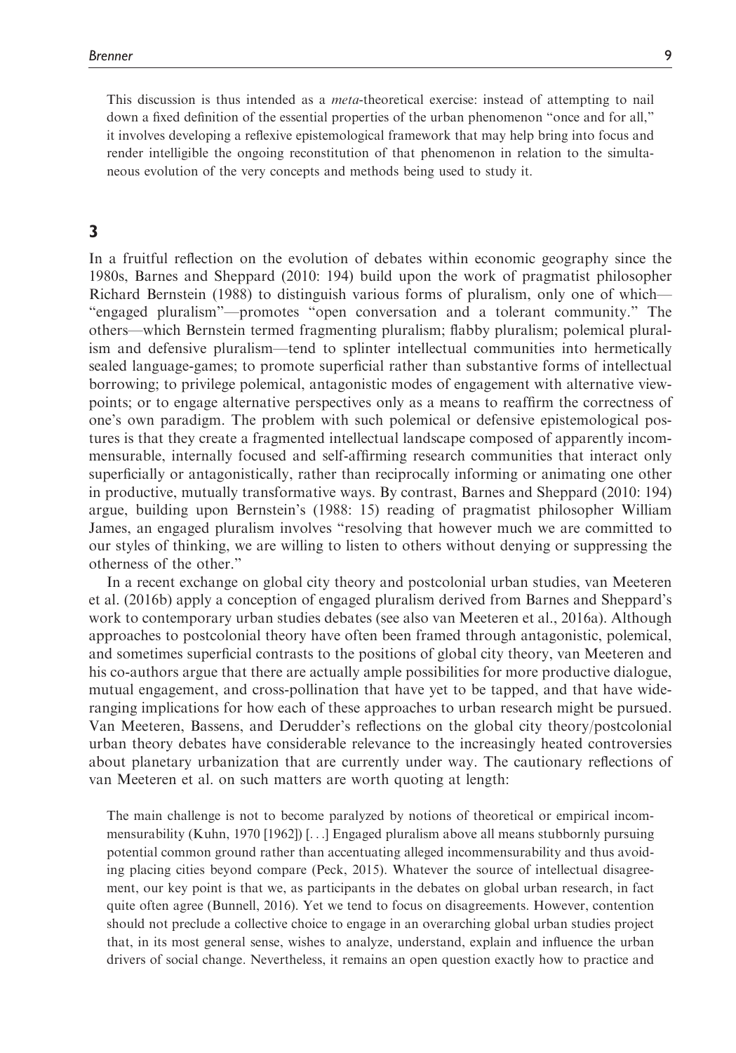This discussion is thus intended as a *meta*-theoretical exercise: instead of attempting to nail down a fixed definition of the essential properties of the urban phenomenon "once and for all," it involves developing a reflexive epistemological framework that may help bring into focus and render intelligible the ongoing reconstitution of that phenomenon in relation to the simultaneous evolution of the very concepts and methods being used to study it.

## 3

In a fruitful reflection on the evolution of debates within economic geography since the 1980s, Barnes and Sheppard (2010: 194) build upon the work of pragmatist philosopher Richard Bernstein (1988) to distinguish various forms of pluralism, only one of which—"engaged pluralism"—promotes "open conversation and a tolerant community." The others—which Bernstein termed fragmenting pluralism; flabby pluralism; polemical pluralism and defensive pluralism—tend to splinter intellectual communities into hermetically sealed language-games; to promote superficial rather than substantive forms of intellectual borrowing; to privilege polemical, antagonistic modes of engagement with alternative viewpoints; or to engage alternative perspectives only as a means to reaffirm the correctness of one's own paradigm. The problem with such polemical or defensive epistemological postures is that they create a fragmented intellectual landscape composed of apparently incommensurable, internally focused and self-affirming research communities that interact only superficially or antagonistically, rather than reciprocally informing or animating one other in productive, mutually transformative ways. By contrast, Barnes and Sheppard (2010: 194) argue, building upon Bernstein's (1988: 15) reading of pragmatist philosopher William James, an engaged pluralism involves "resolving that however much we are committed to our styles of thinking, we are willing to listen to others without denying or suppressing the otherness of the other."

In a recent exchange on global city theory and postcolonial urban studies, van Meeteren et al. (2016b) apply a conception of engaged pluralism derived from Barnes and Sheppard's work to contemporary urban studies debates (see also van Meeteren et al., 2016a). Although approaches to postcolonial theory have often been framed through antagonistic, polemical, and sometimes superficial contrasts to the positions of global city theory, van Meeteren and his co-authors argue that there are actually ample possibilities for more productive dialogue, mutual engagement, and cross-pollination that have yet to be tapped, and that have wide-ranging implications for how each of these approaches to urban research might be pursued. Van Meeteren, Bassens, and Derudder's reflections on the global city theory/postcolonial urban theory debates have considerable relevance to the increasingly heated controversies about planetary urbanization that are currently under way. The cautionary reflections of van Meeteren et al. on such matters are worth quoting at length:

> The main challenge is not to become paralyzed by notions of theoretical or empirical incommensurability (Kuhn, 1970 [1962]) [...] Engaged pluralism above all means stubbornly pursuing potential common ground rather than accentuating alleged incommensurability and thus avoiding placing cities beyond compare (Peck, 2015). Whatever the source of intellectual disagreement, our key point is that we, as participants in the debates on global urban research, in fact quite often agree (Bunnell, 2016). Yet we tend to focus on disagreements. However, contention should not preclude a collective choice to engage in an overarching global urban studies project that, in its most general sense, wishes to analyze, understand, explain and influence the urban drivers of social change. Nevertheless, it remains an open question exactly how to practice and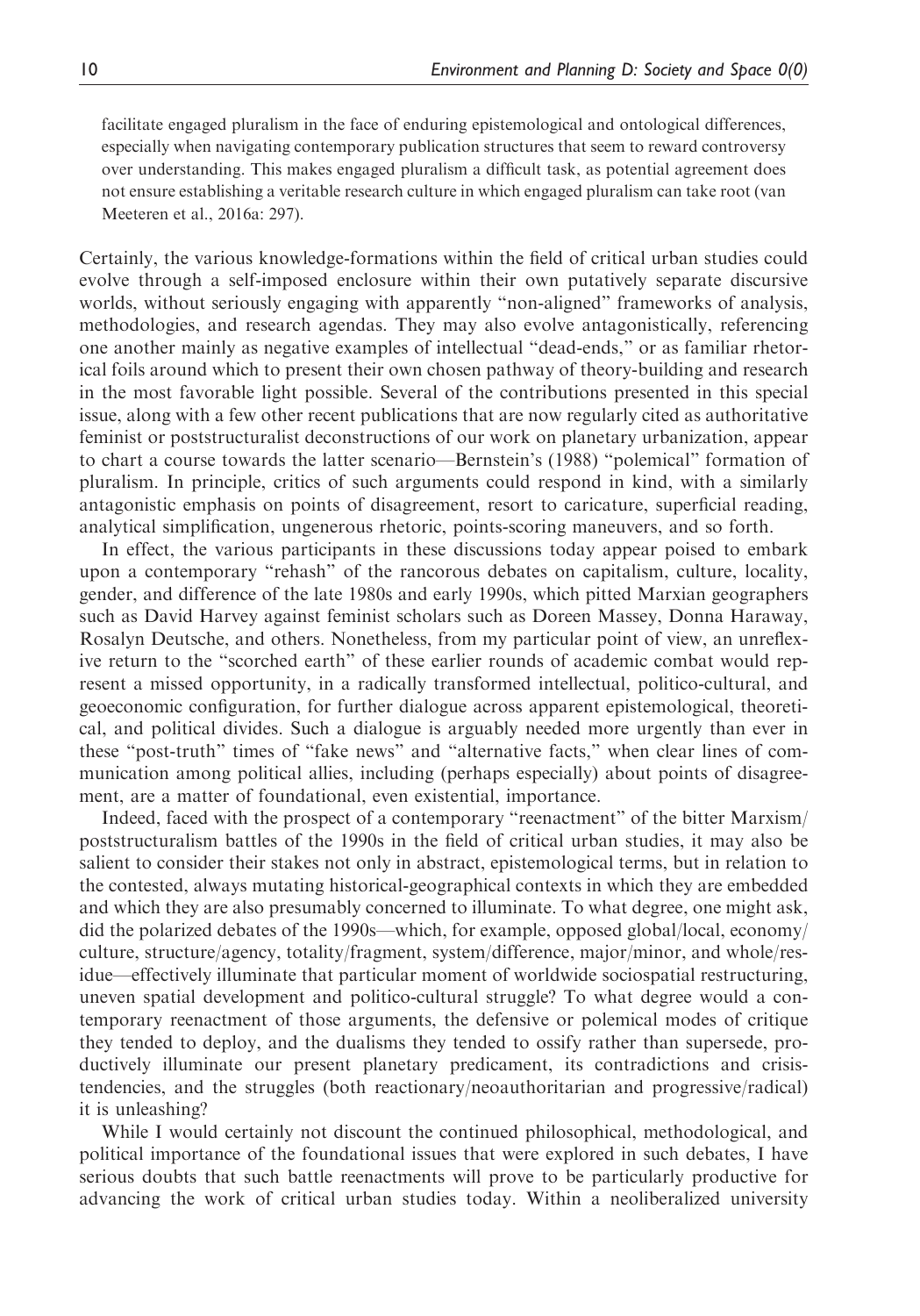> facilitate engaged pluralism in the face of enduring epistemological and ontological differences, especially when navigating contemporary publication structures that seem to reward controversy over understanding. This makes engaged pluralism a difficult task, as potential agreement does not ensure establishing a veritable research culture in which engaged pluralism can take root (van Meeteren et al., 2016a: 297).

Certainly, the various knowledge-formations within the field of critical urban studies could evolve through a self-imposed enclosure within their own putatively separate discursive worlds, without seriously engaging with apparently "non-aligned" frameworks of analysis, methodologies, and research agendas. They may also evolve antagonistically, referencing one another mainly as negative examples of intellectual "dead-ends," or as familiar rhetorical foils around which to present their own chosen pathway of theory-building and research in the most favorable light possible. Several of the contributions presented in this special issue, along with a few other recent publications that are now regularly cited as authoritative feminist or poststructuralist deconstructions of our work on planetary urbanization, appear to chart a course towards the latter scenario—Bernstein's (1988) "polemical" formation of pluralism. In principle, critics of such arguments could respond in kind, with a similarly antagonistic emphasis on points of disagreement, resort to caricature, superficial reading, analytical simplification, ungenerous rhetoric, points-scoring maneuvers, and so forth.

In effect, the various participants in these discussions today appear poised to embark upon a contemporary "rehash" of the rancorous debates on capitalism, culture, locality, gender, and difference of the late 1980s and early 1990s, which pitted Marxian geographers such as David Harvey against feminist scholars such as Doreen Massey, Donna Haraway, Rosalyn Deutsche, and others. Nonetheless, from my particular point of view, an unreflexive return to the "scorched earth" of these earlier rounds of academic combat would represent a missed opportunity, in a radically transformed intellectual, politico-cultural, and geoeconomic configuration, for further dialogue across apparent epistemological, theoretical, and political divides. Such a dialogue is arguably needed more urgently than ever in these "post-truth" times of "fake news" and "alternative facts," when clear lines of communication among political allies, including (perhaps especially) about points of disagreement, are a matter of foundational, even existential, importance.

Indeed, faced with the prospect of a contemporary "reenactment" of the bitter Marxism/poststructuralism battles of the 1990s in the field of critical urban studies, it may also be salient to consider their stakes not only in abstract, epistemological terms, but in relation to the contested, always mutating historical-geographical contexts in which they are embedded and which they are also presumably concerned to illuminate. To what degree, one might ask, did the polarized debates of the 1990s—which, for example, opposed global/local, economy/culture, structure/agency, totality/fragment, system/difference, major/minor, and whole/residue—effectively illuminate that particular moment of worldwide sociospatial restructuring, uneven spatial development and politico-cultural struggle? To what degree would a contemporary reenactment of those arguments, the defensive or polemical modes of critique they tended to deploy, and the dualisms they tended to ossify rather than supersede, productively illuminate our present planetary predicament, its contradictions and crisis-tendencies, and the struggles (both reactionary/neoauthoritarian and progressive/radical) it is unleashing?

While I would certainly not discount the continued philosophical, methodological, and political importance of the foundational issues that were explored in such debates, I have serious doubts that such battle reenactments will prove to be particularly productive for advancing the work of critical urban studies today. Within a neoliberalized university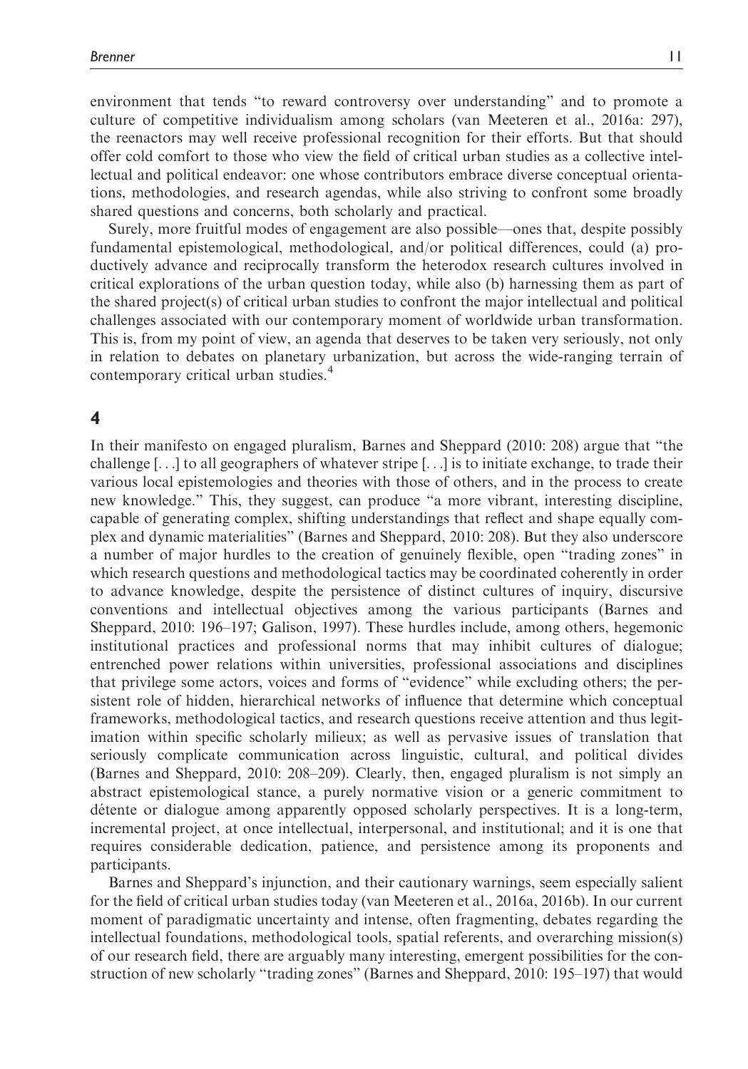environment that tends "to reward controversy over understanding" and to promote a culture of competitive individualism among scholars (van Meeteren et al., 2016a: 297), the reenactors may well receive professional recognition for their efforts. But that should offer cold comfort to those who view the field of critical urban studies as a collective intellectual and political endeavor: one whose contributors embrace diverse conceptual orientations, methodologies, and research agendas, while also striving to confront some broadly shared questions and concerns, both scholarly and practical.

Surely, more fruitful modes of engagement are also possible—ones that, despite possibly fundamental epistemological, methodological, and/or political differences, could (a) productively advance and reciprocally transform the heterodox research cultures involved in critical explorations of the urban question today, while also (b) harnessing them as part of the shared project(s) of critical urban studies to confront the major intellectual and political challenges associated with our contemporary moment of worldwide urban transformation. This is, from my point of view, an agenda that deserves to be taken very seriously, not only in relation to debates on planetary urbanization, but across the wide-ranging terrain of contemporary critical urban studies.[4]

## 4

In their manifesto on engaged pluralism, Barnes and Sheppard (2010: 208) argue that "the challenge [...] to all geographers of whatever stripe [...] is to initiate exchange, to trade their various local epistemologies and theories with those of others, and in the process to create new knowledge." This, they suggest, can produce "a more vibrant, interesting discipline, capable of generating complex, shifting understandings that reflect and shape equally complex and dynamic materialities" (Barnes and Sheppard, 2010: 208). But they also underscore a number of major hurdles to the creation of genuinely flexible, open "trading zones" in which research questions and methodological tactics may be coordinated coherently in order to advance knowledge, despite the persistence of distinct cultures of inquiry, discursive conventions and intellectual objectives among the various participants (Barnes and Sheppard, 2010: 196–197; Galison, 1997). These hurdles include, among others, hegemonic institutional practices and professional norms that may inhibit cultures of dialogue; entrenched power relations within universities, professional associations and disciplines that privilege some actors, voices and forms of "evidence" while excluding others; the persistent role of hidden, hierarchical networks of influence that determine which conceptual frameworks, methodological tactics, and research questions receive attention and thus legitimation within specific scholarly milieux; as well as pervasive issues of translation that seriously complicate communication across linguistic, cultural, and political divides (Barnes and Sheppard, 2010: 208–209). Clearly, then, engaged pluralism is not simply an abstract epistemological stance, a purely normative vision or a generic commitment to détente or dialogue among apparently opposed scholarly perspectives. It is a long-term, incremental project, at once intellectual, interpersonal, and institutional; and it is one that requires considerable dedication, patience, and persistence among its proponents and participants.

Barnes and Sheppard's injunction, and their cautionary warnings, seem especially salient for the field of critical urban studies today (van Meeteren et al., 2016a, 2016b). In our current moment of paradigmatic uncertainty and intense, often fragmenting, debates regarding the intellectual foundations, methodological tools, spatial referents, and overarching mission(s) of our research field, there are arguably many interesting, emergent possibilities for the construction of new scholarly "trading zones" (Barnes and Sheppard, 2010: 195–197) that would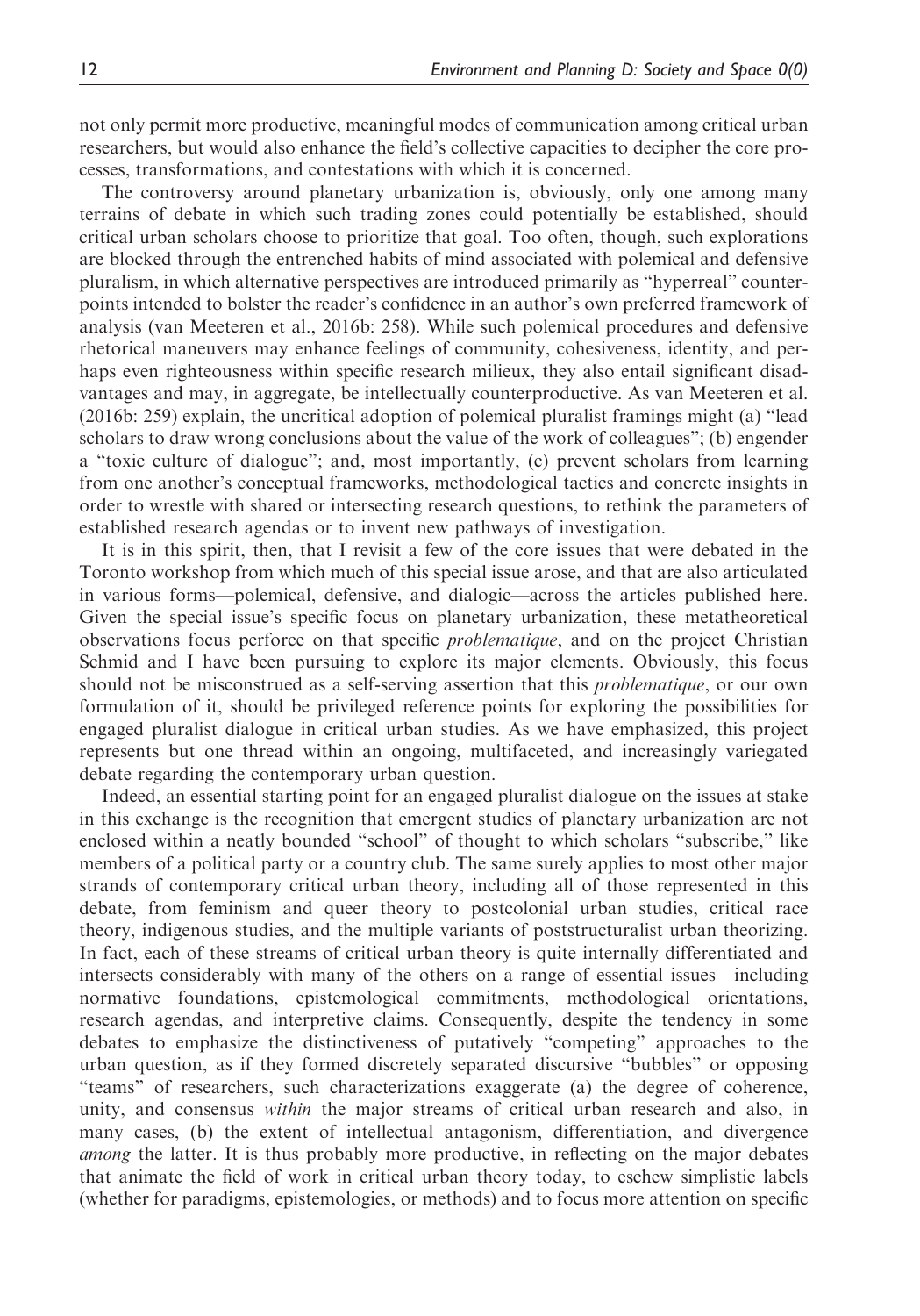not only permit more productive, meaningful modes of communication among critical urban researchers, but would also enhance the field's collective capacities to decipher the core processes, transformations, and contestations with which it is concerned.

The controversy around planetary urbanization is, obviously, only one among many terrains of debate in which such trading zones could potentially be established, should critical urban scholars choose to prioritize that goal. Too often, though, such explorations are blocked through the entrenched habits of mind associated with polemical and defensive pluralism, in which alternative perspectives are introduced primarily as "hyperreal" counterpoints intended to bolster the reader's confidence in an author's own preferred framework of analysis (van Meeteren et al., 2016b: 258). While such polemical procedures and defensive rhetorical maneuvers may enhance feelings of community, cohesiveness, identity, and perhaps even righteousness within specific research milieux, they also entail significant disadvantages and may, in aggregate, be intellectually counterproductive. As van Meeteren et al. (2016b: 259) explain, the uncritical adoption of polemical pluralist framings might (a) "lead scholars to draw wrong conclusions about the value of the work of colleagues"; (b) engender a "toxic culture of dialogue"; and, most importantly, (c) prevent scholars from learning from one another's conceptual frameworks, methodological tactics and concrete insights in order to wrestle with shared or intersecting research questions, to rethink the parameters of established research agendas or to invent new pathways of investigation.

It is in this spirit, then, that I revisit a few of the core issues that were debated in the Toronto workshop from which much of this special issue arose, and that are also articulated in various forms—polemical, defensive, and dialogic—across the articles published here. Given the special issue's specific focus on planetary urbanization, these metatheoretical observations focus perforce on that specific *problematique*, and on the project Christian Schmid and I have been pursuing to explore its major elements. Obviously, this focus should not be misconstrued as a self-serving assertion that this *problematique*, or our own formulation of it, should be privileged reference points for exploring the possibilities for engaged pluralist dialogue in critical urban studies. As we have emphasized, this project represents but one thread within an ongoing, multifaceted, and increasingly variegated debate regarding the contemporary urban question.

Indeed, an essential starting point for an engaged pluralist dialogue on the issues at stake in this exchange is the recognition that emergent studies of planetary urbanization are not enclosed within a neatly bounded "school" of thought to which scholars "subscribe," like members of a political party or a country club. The same surely applies to most other major strands of contemporary critical urban theory, including all of those represented in this debate, from feminism and queer theory to postcolonial urban studies, critical race theory, indigenous studies, and the multiple variants of poststructuralist urban theorizing. In fact, each of these streams of critical urban theory is quite internally differentiated and intersects considerably with many of the others on a range of essential issues—including normative foundations, epistemological commitments, methodological orientations, research agendas, and interpretive claims. Consequently, despite the tendency in some debates to emphasize the distinctiveness of putatively "competing" approaches to the urban question, as if they formed discretely separated discursive "bubbles" or opposing "teams" of researchers, such characterizations exaggerate (a) the degree of coherence, unity, and consensus *within* the major streams of critical urban research and also, in many cases, (b) the extent of intellectual antagonism, differentiation, and divergence *among* the latter. It is thus probably more productive, in reflecting on the major debates that animate the field of work in critical urban theory today, to eschew simplistic labels (whether for paradigms, epistemologies, or methods) and to focus more attention on specific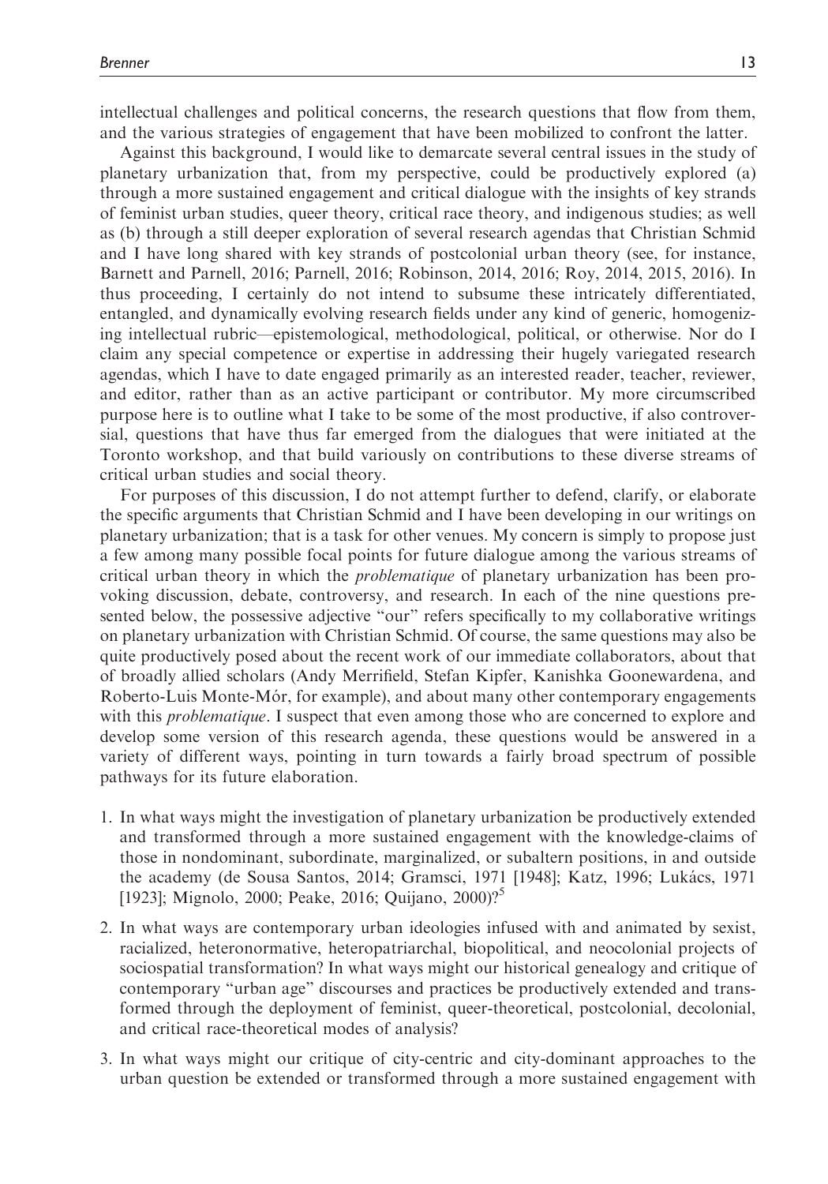intellectual challenges and political concerns, the research questions that flow from them, and the various strategies of engagement that have been mobilized to confront the latter.

Against this background, I would like to demarcate several central issues in the study of planetary urbanization that, from my perspective, could be productively explored (a) through a more sustained engagement and critical dialogue with the insights of key strands of feminist urban studies, queer theory, critical race theory, and indigenous studies; as well as (b) through a still deeper exploration of several research agendas that Christian Schmid and I have long shared with key strands of postcolonial urban theory (see, for instance, Barnett and Parnell, 2016; Parnell, 2016; Robinson, 2014, 2016; Roy, 2014, 2015, 2016). In thus proceeding, I certainly do not intend to subsume these intricately differentiated, entangled, and dynamically evolving research fields under any kind of generic, homogenizing intellectual rubric—epistemological, methodological, political, or otherwise. Nor do I claim any special competence or expertise in addressing their hugely variegated research agendas, which I have to date engaged primarily as an interested reader, teacher, reviewer, and editor, rather than as an active participant or contributor. My more circumscribed purpose here is to outline what I take to be some of the most productive, if also controversial, questions that have thus far emerged from the dialogues that were initiated at the Toronto workshop, and that build variously on contributions to these diverse streams of critical urban studies and social theory.

For purposes of this discussion, I do not attempt further to defend, clarify, or elaborate the specific arguments that Christian Schmid and I have been developing in our writings on planetary urbanization; that is a task for other venues. My concern is simply to propose just a few among many possible focal points for future dialogue among the various streams of critical urban theory in which the *problematique* of planetary urbanization has been provoking discussion, debate, controversy, and research. In each of the nine questions presented below, the possessive adjective "our" refers specifically to my collaborative writings on planetary urbanization with Christian Schmid. Of course, the same questions may also be quite productively posed about the recent work of our immediate collaborators, about that of broadly allied scholars (Andy Merrifield, Stefan Kipfer, Kanishka Goonewardena, and Roberto-Luis Monte-Mór, for example), and about many other contemporary engagements with this *problematique*. I suspect that even among those who are concerned to explore and develop some version of this research agenda, these questions would be answered in a variety of different ways, pointing in turn towards a fairly broad spectrum of possible pathways for its future elaboration.

1. In what ways might the investigation of planetary urbanization be productively extended and transformed through a more sustained engagement with the knowledge-claims of those in nondominant, subordinate, marginalized, or subaltern positions, in and outside the academy (de Sousa Santos, 2014; Gramsci, 1971 [1948]; Katz, 1996; Lukács, 1971 [1923]; Mignolo, 2000; Peake, 2016; Quijano, 2000)?[5]
2. In what ways are contemporary urban ideologies infused with and animated by sexist, racialized, heteronormative, heteropatriarchal, biopolitical, and neocolonial projects of sociospatial transformation? In what ways might our historical genealogy and critique of contemporary "urban age" discourses and practices be productively extended and transformed through the deployment of feminist, queer-theoretical, postcolonial, decolonial, and critical race-theoretical modes of analysis?
3. In what ways might our critique of city-centric and city-dominant approaches to the urban question be extended or transformed through a more sustained engagement with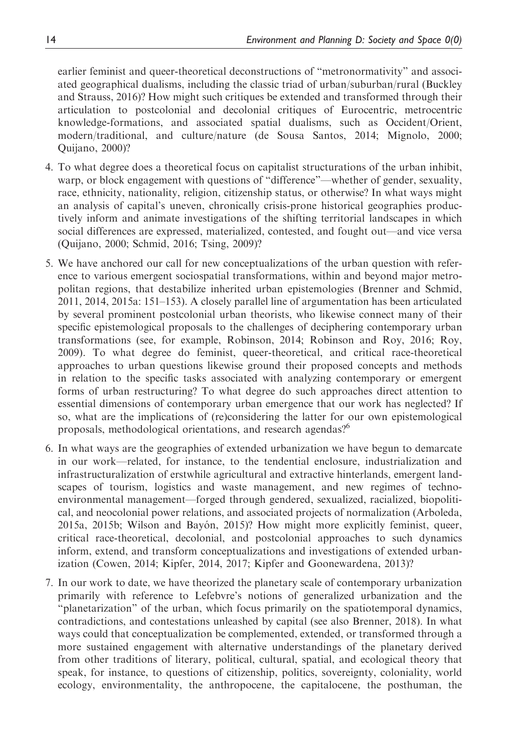earlier feminist and queer-theoretical deconstructions of "metronormativity" and associated geographical dualisms, including the classic triad of urban/suburban/rural (Buckley and Strauss, 2016)? How might such critiques be extended and transformed through their articulation to postcolonial and decolonial critiques of Eurocentric, metrocentric knowledge-formations, and associated spatial dualisms, such as Occident/Orient, modern/traditional, and culture/nature (de Sousa Santos, 2014; Mignolo, 2000; Quijano, 2000)?

4. To what degree does a theoretical focus on capitalist structurations of the urban inhibit, warp, or block engagement with questions of "difference"—whether of gender, sexuality, race, ethnicity, nationality, religion, citizenship status, or otherwise? In what ways might an analysis of capital's uneven, chronically crisis-prone historical geographies productively inform and animate investigations of the shifting territorial landscapes in which social differences are expressed, materialized, contested, and fought out—and vice versa (Quijano, 2000; Schmid, 2016; Tsing, 2009)?
5. We have anchored our call for new conceptualizations of the urban question with reference to various emergent sociospatial transformations, within and beyond major metropolitan regions, that destabilize inherited urban epistemologies (Brenner and Schmid, 2011, 2014, 2015a: 151–153). A closely parallel line of argumentation has been articulated by several prominent postcolonial urban theorists, who likewise connect many of their specific epistemological proposals to the challenges of deciphering contemporary urban transformations (see, for example, Robinson, 2014; Robinson and Roy, 2016; Roy, 2009). To what degree do feminist, queer-theoretical, and critical race-theoretical approaches to urban questions likewise ground their proposed concepts and methods in relation to the specific tasks associated with analyzing contemporary or emergent forms of urban restructuring? To what degree do such approaches direct attention to essential dimensions of contemporary urban emergence that our work has neglected? If so, what are the implications of (re)considering the latter for our own epistemological proposals, methodological orientations, and research agendas?[6]
6. In what ways are the geographies of extended urbanization we have begun to demarcate in our work—related, for instance, to the tendential enclosure, industrialization and infrastructuralization of erstwhile agricultural and extractive hinterlands, emergent landscapes of tourism, logistics and waste management, and new regimes of techno-environmental management—forged through gendered, sexualized, racialized, biopolitical, and neocolonial power relations, and associated projects of normalization (Arboleda, 2015a, 2015b; Wilson and Bayón, 2015)? How might more explicitly feminist, queer, critical race-theoretical, decolonial, and postcolonial approaches to such dynamics inform, extend, and transform conceptualizations and investigations of extended urbanization (Cowen, 2014; Kipfer, 2014, 2017; Kipfer and Goonewardena, 2013)?
7. In our work to date, we have theorized the planetary scale of contemporary urbanization primarily with reference to Lefebvre's notions of generalized urbanization and the "planetarization" of the urban, which focus primarily on the spatiotemporal dynamics, contradictions, and contestations unleashed by capital (see also Brenner, 2018). In what ways could that conceptualization be complemented, extended, or transformed through a more sustained engagement with alternative understandings of the planetary derived from other traditions of literary, political, cultural, spatial, and ecological theory that speak, for instance, to questions of citizenship, politics, sovereignty, coloniality, world ecology, environmentality, the anthropocene, the capitalocene, the posthuman, the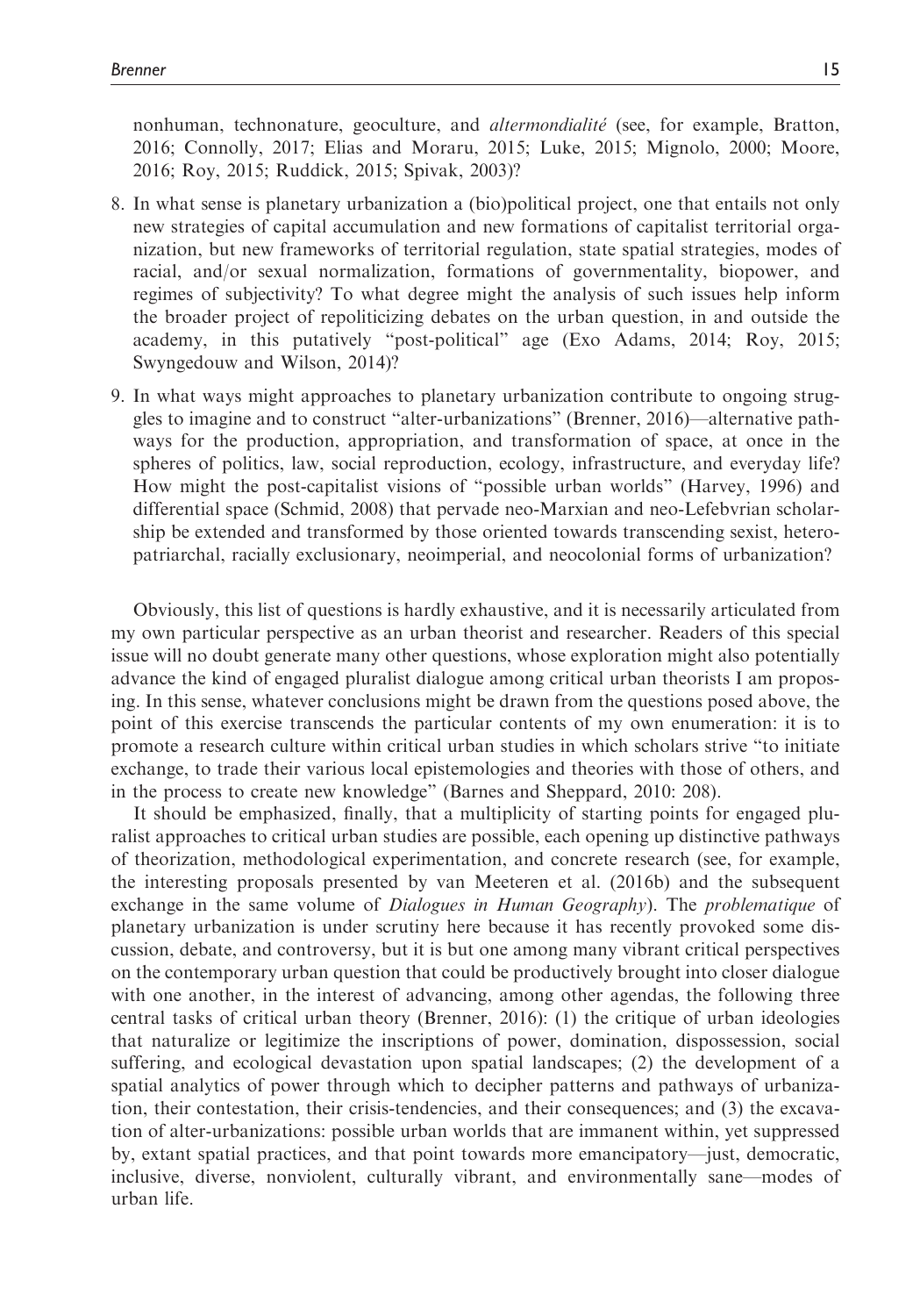nonhuman, technonature, geoculture, and *altermondialité* (see, for example, Bratton, 2016; Connolly, 2017; Elias and Moraru, 2015; Luke, 2015; Mignolo, 2000; Moore, 2016; Roy, 2015; Ruddick, 2015; Spivak, 2003)?

8. In what sense is planetary urbanization a (bio)political project, one that entails not only new strategies of capital accumulation and new formations of capitalist territorial organization, but new frameworks of territorial regulation, state spatial strategies, modes of racial, and/or sexual normalization, formations of governmentality, biopower, and regimes of subjectivity? To what degree might the analysis of such issues help inform the broader project of repoliticizing debates on the urban question, in and outside the academy, in this putatively "post-political" age (Exo Adams, 2014; Roy, 2015; Swyngedouw and Wilson, 2014)?
9. In what ways might approaches to planetary urbanization contribute to ongoing struggles to imagine and to construct "alter-urbanizations" (Brenner, 2016)—alternative pathways for the production, appropriation, and transformation of space, at once in the spheres of politics, law, social reproduction, ecology, infrastructure, and everyday life? How might the post-capitalist visions of "possible urban worlds" (Harvey, 1996) and differential space (Schmid, 2008) that pervade neo-Marxian and neo-Lefebvrian scholarship be extended and transformed by those oriented towards transcending sexist, heteropatriarchal, racially exclusionary, neoimperial, and neocolonial forms of urbanization?

Obviously, this list of questions is hardly exhaustive, and it is necessarily articulated from my own particular perspective as an urban theorist and researcher. Readers of this special issue will no doubt generate many other questions, whose exploration might also potentially advance the kind of engaged pluralist dialogue among critical urban theorists I am proposing. In this sense, whatever conclusions might be drawn from the questions posed above, the point of this exercise transcends the particular contents of my own enumeration: it is to promote a research culture within critical urban studies in which scholars strive "to initiate exchange, to trade their various local epistemologies and theories with those of others, and in the process to create new knowledge" (Barnes and Sheppard, 2010: 208).

It should be emphasized, finally, that a multiplicity of starting points for engaged pluralist approaches to critical urban studies are possible, each opening up distinctive pathways of theorization, methodological experimentation, and concrete research (see, for example, the interesting proposals presented by van Meeteren et al. (2016b) and the subsequent exchange in the same volume of *Dialogues in Human Geography*). The *problematique* of planetary urbanization is under scrutiny here because it has recently provoked some discussion, debate, and controversy, but it is but one among many vibrant critical perspectives on the contemporary urban question that could be productively brought into closer dialogue with one another, in the interest of advancing, among other agendas, the following three central tasks of critical urban theory (Brenner, 2016): (1) the critique of urban ideologies that naturalize or legitimize the inscriptions of power, domination, dispossession, social suffering, and ecological devastation upon spatial landscapes; (2) the development of a spatial analytics of power through which to decipher patterns and pathways of urbanization, their contestation, their crisis-tendencies, and their consequences; and (3) the excavation of alter-urbanizations: possible urban worlds that are immanent within, yet suppressed by, extant spatial practices, and that point towards more emancipatory—just, democratic, inclusive, diverse, nonviolent, culturally vibrant, and environmentally sane—modes of urban life.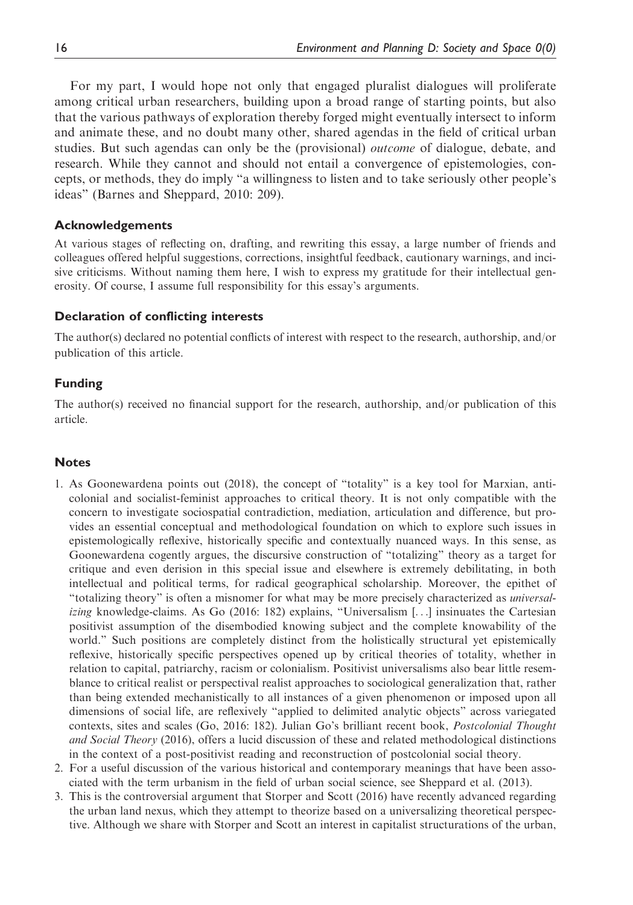For my part, I would hope not only that engaged pluralist dialogues will proliferate among critical urban researchers, building upon a broad range of starting points, but also that the various pathways of exploration thereby forged might eventually intersect to inform and animate these, and no doubt many other, shared agendas in the field of critical urban studies. But such agendas can only be the (provisional) *outcome* of dialogue, debate, and research. While they cannot and should not entail a convergence of epistemologies, concepts, or methods, they do imply "a willingness to listen and to take seriously other people's ideas" (Barnes and Sheppard, 2010: 209).

### Acknowledgements

At various stages of reflecting on, drafting, and rewriting this essay, a large number of friends and colleagues offered helpful suggestions, corrections, insightful feedback, cautionary warnings, and incisive criticisms. Without naming them here, I wish to express my gratitude for their intellectual generosity. Of course, I assume full responsibility for this essay's arguments.

### Declaration of conflicting interests

The author(s) declared no potential conflicts of interest with respect to the research, authorship, and/or publication of this article.

### Funding

The author(s) received no financial support for the research, authorship, and/or publication of this article.

### Notes

1. As Goonewardena points out (2018), the concept of "totality" is a key tool for Marxian, anti-colonial and socialist-feminist approaches to critical theory. It is not only compatible with the concern to investigate sociospatial contradiction, mediation, articulation and difference, but provides an essential conceptual and methodological foundation on which to explore such issues in epistemologically reflexive, historically specific and contextually nuanced ways. In this sense, as Goonewardena cogently argues, the discursive construction of "totalizing" theory as a target for critique and even derision in this special issue and elsewhere is extremely debilitating, in both intellectual and political terms, for radical geographical scholarship. Moreover, the epithet of "totalizing theory" is often a misnomer for what may be more precisely characterized as *universalizing* knowledge-claims. As Go (2016: 182) explains, "Universalism [...] insinuates the Cartesian positivist assumption of the disembodied knowing subject and the complete knowability of the world." Such positions are completely distinct from the holistically structural yet epistemically reflexive, historically specific perspectives opened up by critical theories of totality, whether in relation to capital, patriarchy, racism or colonialism. Positivist universalisms also bear little resemblance to critical realist or perspectival realist approaches to sociological generalization that, rather than being extended mechanistically to all instances of a given phenomenon or imposed upon all dimensions of social life, are reflexively "applied to delimited analytic objects" across variegated contexts, sites and scales (Go, 2016: 182). Julian Go's brilliant recent book, *Postcolonial Thought and Social Theory* (2016), offers a lucid discussion of these and related methodological distinctions in the context of a post-positivist reading and reconstruction of postcolonial social theory.
2. For a useful discussion of the various historical and contemporary meanings that have been associated with the term urbanism in the field of urban social science, see Sheppard et al. (2013).
3. This is the controversial argument that Storper and Scott (2016) have recently advanced regarding the urban land nexus, which they attempt to theorize based on a universalizing theoretical perspective. Although we share with Storper and Scott an interest in capitalist structurations of the urban,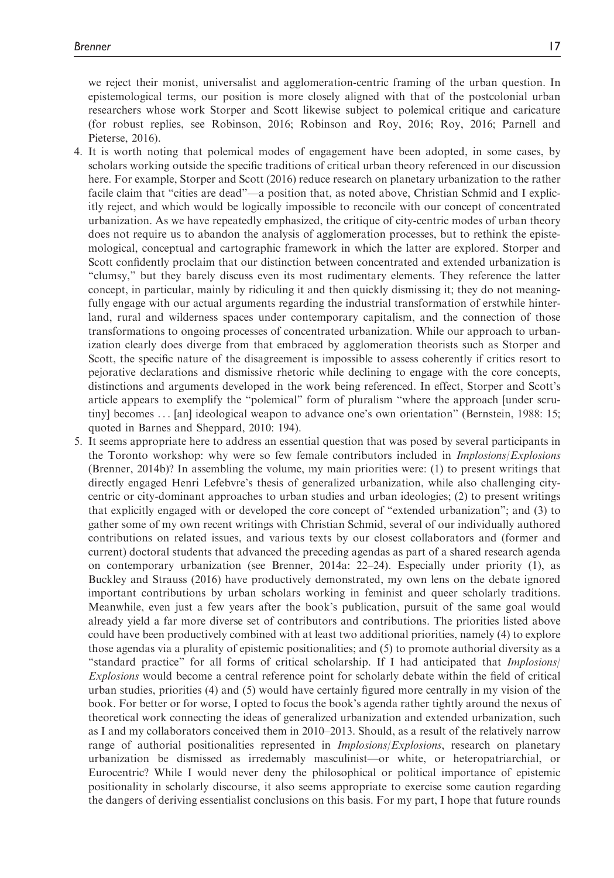we reject their monist, universalist and agglomeration-centric framing of the urban question. In epistemological terms, our position is more closely aligned with that of the postcolonial urban researchers whose work Storper and Scott likewise subject to polemical critique and caricature (for robust replies, see Robinson, 2016; Robinson and Roy, 2016; Roy, 2016; Parnell and Pieterse, 2016).

4. It is worth noting that polemical modes of engagement have been adopted, in some cases, by scholars working outside the specific traditions of critical urban theory referenced in our discussion here. For example, Storper and Scott (2016) reduce research on planetary urbanization to the rather facile claim that "cities are dead"—a position that, as noted above, Christian Schmid and I explicitly reject, and which would be logically impossible to reconcile with our concept of concentrated urbanization. As we have repeatedly emphasized, the critique of city-centric modes of urban theory does not require us to abandon the analysis of agglomeration processes, but to rethink the epistemological, conceptual and cartographic framework in which the latter are explored. Storper and Scott confidently proclaim that our distinction between concentrated and extended urbanization is "clumsy," but they barely discuss even its most rudimentary elements. They reference the latter concept, in particular, mainly by ridiculing it and then quickly dismissing it; they do not meaningfully engage with our actual arguments regarding the industrial transformation of erstwhile hinterland, rural and wilderness spaces under contemporary capitalism, and the connection of those transformations to ongoing processes of concentrated urbanization. While our approach to urbanization clearly does diverge from that embraced by agglomeration theorists such as Storper and Scott, the specific nature of the disagreement is impossible to assess coherently if critics resort to pejorative declarations and dismissive rhetoric while declining to engage with the core concepts, distinctions and arguments developed in the work being referenced. In effect, Storper and Scott's article appears to exemplify the "polemical" form of pluralism "where the approach [under scrutiny] becomes . . . [an] ideological weapon to advance one's own orientation" (Bernstein, 1988: 15; quoted in Barnes and Sheppard, 2010: 194).
5. It seems appropriate here to address an essential question that was posed by several participants in the Toronto workshop: why were so few female contributors included in *Implosions/Explosions* (Brenner, 2014b)? In assembling the volume, my main priorities were: (1) to present writings that directly engaged Henri Lefebvre's thesis of generalized urbanization, while also challenging city-centric or city-dominant approaches to urban studies and urban ideologies; (2) to present writings that explicitly engaged with or developed the core concept of "extended urbanization"; and (3) to gather some of my own recent writings with Christian Schmid, several of our individually authored contributions on related issues, and various texts by our closest collaborators and (former and current) doctoral students that advanced the preceding agendas as part of a shared research agenda on contemporary urbanization (see Brenner, 2014a: 22–24). Especially under priority (1), as Buckley and Strauss (2016) have productively demonstrated, my own lens on the debate ignored important contributions by urban scholars working in feminist and queer scholarly traditions. Meanwhile, even just a few years after the book's publication, pursuit of the same goal would already yield a far more diverse set of contributors and contributions. The priorities listed above could have been productively combined with at least two additional priorities, namely (4) to explore those agendas via a plurality of epistemic positionalities; and (5) to promote authorial diversity as a "standard practice" for all forms of critical scholarship. If I had anticipated that *Implosions/Explosions* would become a central reference point for scholarly debate within the field of critical urban studies, priorities (4) and (5) would have certainly figured more centrally in my vision of the book. For better or for worse, I opted to focus the book's agenda rather tightly around the nexus of theoretical work connecting the ideas of generalized urbanization and extended urbanization, such as I and my collaborators conceived them in 2010–2013. Should, as a result of the relatively narrow range of authorial positionalities represented in *Implosions/Explosions*, research on planetary urbanization be dismissed as irredemably masculinist—or white, or heteropatriarchial, or Eurocentric? While I would never deny the philosophical or political importance of epistemic positionality in scholarly discourse, it also seems appropriate to exercise some caution regarding the dangers of deriving essentialist conclusions on this basis. For my part, I hope that future rounds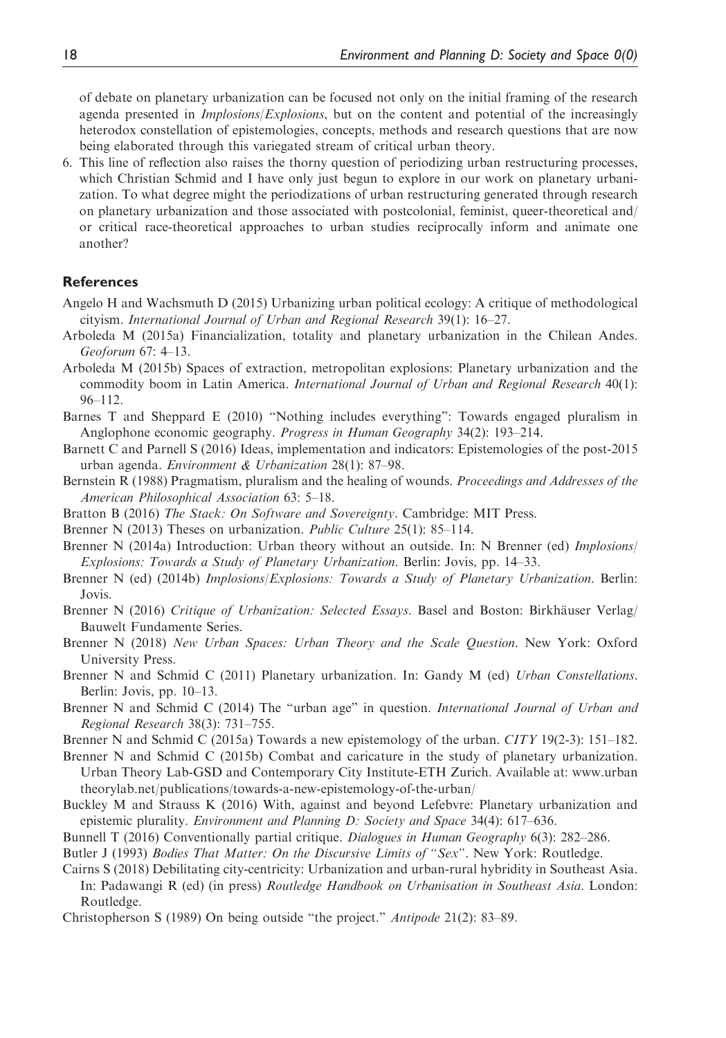of debate on planetary urbanization can be focused not only on the initial framing of the research agenda presented in *Implosions/Explosions*, but on the content and potential of the increasingly heterodox constellation of epistemologies, concepts, methods and research questions that are now being elaborated through this variegated stream of critical urban theory.

6. This line of reflection also raises the thorny question of periodizing urban restructuring processes, which Christian Schmid and I have only just begun to explore in our work on planetary urbanization. To what degree might the periodizations of urban restructuring generated through research on planetary urbanization and those associated with postcolonial, feminist, queer-theoretical and/or critical race-theoretical approaches to urban studies reciprocally inform and animate one another?

## References

Angelo H and Wachsmuth D (2015) Urbanizing urban political ecology: A critique of methodological cityism. *International Journal of Urban and Regional Research* 39(1): 16–27.

Arboleda M (2015a) Financialization, totality and planetary urbanization in the Chilean Andes. *Geoforum* 67: 4–13.

Arboleda M (2015b) Spaces of extraction, metropolitan explosions: Planetary urbanization and the commodity boom in Latin America. *International Journal of Urban and Regional Research* 40(1): 96–112.

Barnes T and Sheppard E (2010) "Nothing includes everything": Towards engaged pluralism in Anglophone economic geography. *Progress in Human Geography* 34(2): 193–214.

Barnett C and Parnell S (2016) Ideas, implementation and indicators: Epistemologies of the post-2015 urban agenda. *Environment & Urbanization* 28(1): 87–98.

Bernstein R (1988) Pragmatism, pluralism and the healing of wounds. *Proceedings and Addresses of the American Philosophical Association* 63: 5–18.

Bratton B (2016) *The Stack: On Software and Sovereignty*. Cambridge: MIT Press.

Brenner N (2013) Theses on urbanization. *Public Culture* 25(1): 85–114.

Brenner N (2014a) Introduction: Urban theory without an outside. In: N Brenner (ed) *Implosions/Explosions: Towards a Study of Planetary Urbanization*. Berlin: Jovis, pp. 14–33.

Brenner N (ed) (2014b) *Implosions/Explosions: Towards a Study of Planetary Urbanization*. Berlin: Jovis.

Brenner N (2016) *Critique of Urbanization: Selected Essays*. Basel and Boston: Birkhäuser Verlag/Bauwelt Fundamente Series.

Brenner N (2018) *New Urban Spaces: Urban Theory and the Scale Question*. New York: Oxford University Press.

Brenner N and Schmid C (2011) Planetary urbanization. In: Gandy M (ed) *Urban Constellations*. Berlin: Jovis, pp. 10–13.

Brenner N and Schmid C (2014) The "urban age" in question. *International Journal of Urban and Regional Research* 38(3): 731–755.

Brenner N and Schmid C (2015a) Towards a new epistemology of the urban. *CITY* 19(2-3): 151–182.

Brenner N and Schmid C (2015b) Combat and caricature in the study of planetary urbanization. Urban Theory Lab-GSD and Contemporary City Institute-ETH Zurich. Available at: www.urbantheorylab.net/publications/towards-a-new-epistemology-of-the-urban/

Buckley M and Strauss K (2016) With, against and beyond Lefebvre: Planetary urbanization and epistemic plurality. *Environment and Planning D: Society and Space* 34(4): 617–636.

Bunnell T (2016) Conventionally partial critique. *Dialogues in Human Geography* 6(3): 282–286.

Butler J (1993) *Bodies That Matter: On the Discursive Limits of "Sex"*. New York: Routledge.

Cairns S (2018) Debilitating city-centricity: Urbanization and urban-rural hybridity in Southeast Asia. In: Padawangi R (ed) (in press) *Routledge Handbook on Urbanisation in Southeast Asia*. London: Routledge.

Christopherson S (1989) On being outside "the project." *Antipode* 21(2): 83–89.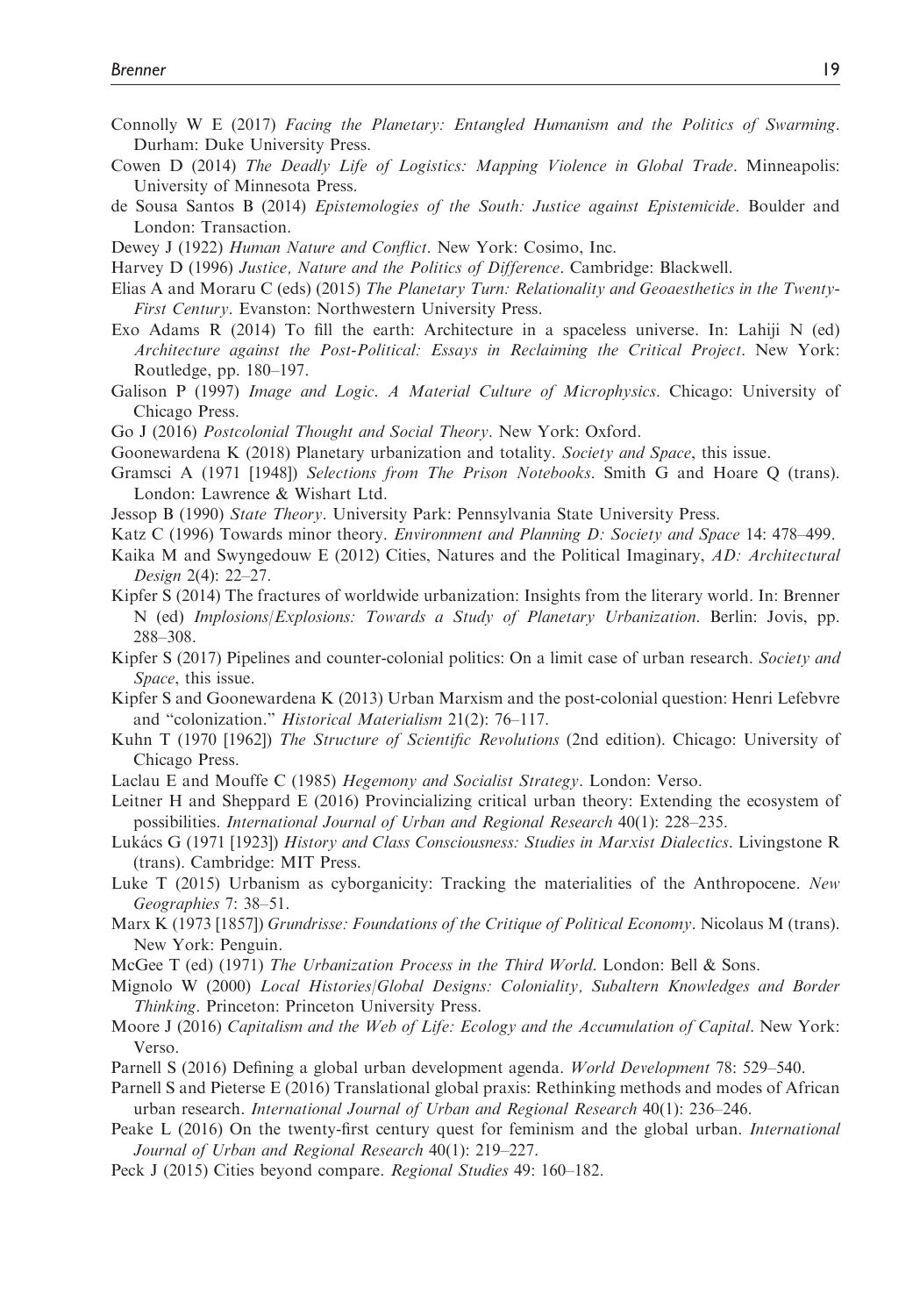Connolly W E (2017) *Facing the Planetary: Entangled Humanism and the Politics of Swarming*. Durham: Duke University Press.

Cowen D (2014) *The Deadly Life of Logistics: Mapping Violence in Global Trade*. Minneapolis: University of Minnesota Press.

de Sousa Santos B (2014) *Epistemologies of the South: Justice against Epistemicide*. Boulder and London: Transaction.

Dewey J (1922) *Human Nature and Conflict*. New York: Cosimo, Inc.

Harvey D (1996) *Justice, Nature and the Politics of Difference*. Cambridge: Blackwell.

Elias A and Moraru C (eds) (2015) *The Planetary Turn: Relationality and Geoaesthetics in the Twenty-First Century*. Evanston: Northwestern University Press.

Exo Adams R (2014) To fill the earth: Architecture in a spaceless universe. In: Lahiji N (ed) *Architecture against the Post-Political: Essays in Reclaiming the Critical Project*. New York: Routledge, pp. 180–197.

Galison P (1997) *Image and Logic. A Material Culture of Microphysics*. Chicago: University of Chicago Press.

Go J (2016) *Postcolonial Thought and Social Theory*. New York: Oxford.

Goonewardena K (2018) Planetary urbanization and totality. *Society and Space*, this issue.

Gramsci A (1971 [1948]) *Selections from The Prison Notebooks*. Smith G and Hoare Q (trans). London: Lawrence & Wishart Ltd.

Jessop B (1990) *State Theory*. University Park: Pennsylvania State University Press.

Katz C (1996) Towards minor theory. *Environment and Planning D: Society and Space* 14: 478–499.

Kaika M and Swyngedouw E (2012) Cities, Natures and the Political Imaginary, *AD: Architectural Design* 2(4): 22–27.

Kipfer S (2014) The fractures of worldwide urbanization: Insights from the literary world. In: Brenner N (ed) *Implosions/Explosions: Towards a Study of Planetary Urbanization*. Berlin: Jovis, pp. 288–308.

Kipfer S (2017) Pipelines and counter-colonial politics: On a limit case of urban research. *Society and Space*, this issue.

Kipfer S and Goonewardena K (2013) Urban Marxism and the post-colonial question: Henri Lefebvre and "colonization." *Historical Materialism* 21(2): 76–117.

Kuhn T (1970 [1962]) *The Structure of Scientific Revolutions* (2nd edition). Chicago: University of Chicago Press.

Laclau E and Mouffe C (1985) *Hegemony and Socialist Strategy*. London: Verso.

Leitner H and Sheppard E (2016) Provincializing critical urban theory: Extending the ecosystem of possibilities. *International Journal of Urban and Regional Research* 40(1): 228–235.

Lukács G (1971 [1923]) *History and Class Consciousness: Studies in Marxist Dialectics*. Livingstone R (trans). Cambridge: MIT Press.

Luke T (2015) Urbanism as cyborganicity: Tracking the materialities of the Anthropocene. *New Geographies* 7: 38–51.

Marx K (1973 [1857]) *Grundrisse: Foundations of the Critique of Political Economy*. Nicolaus M (trans). New York: Penguin.

McGee T (ed) (1971) *The Urbanization Process in the Third World*. London: Bell & Sons.

Mignolo W (2000) *Local Histories/Global Designs: Coloniality, Subaltern Knowledges and Border Thinking*. Princeton: Princeton University Press.

Moore J (2016) *Capitalism and the Web of Life: Ecology and the Accumulation of Capital*. New York: Verso.

Parnell S (2016) Defining a global urban development agenda. *World Development* 78: 529–540.

Parnell S and Pieterse E (2016) Translational global praxis: Rethinking methods and modes of African urban research. *International Journal of Urban and Regional Research* 40(1): 236–246.

Peake L (2016) On the twenty-first century quest for feminism and the global urban. *International Journal of Urban and Regional Research* 40(1): 219–227.

Peck J (2015) Cities beyond compare. *Regional Studies* 49: 160–182.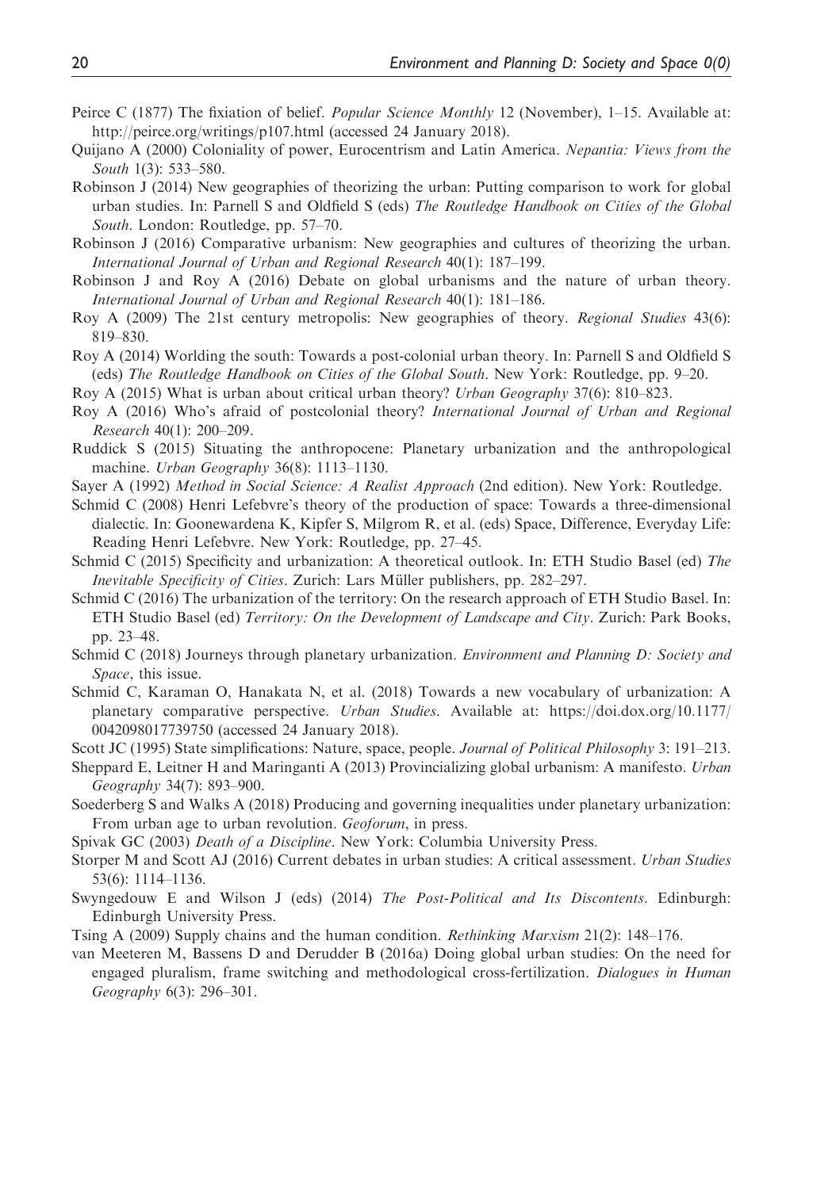Peirce C (1877) The fixiation of belief. *Popular Science Monthly* 12 (November), 1–15. Available at: http://peirce.org/writings/p107.html (accessed 24 January 2018).

Quijano A (2000) Coloniality of power, Eurocentrism and Latin America. *Nepantia: Views from the South* 1(3): 533–580.

Robinson J (2014) New geographies of theorizing the urban: Putting comparison to work for global urban studies. In: Parnell S and Oldfield S (eds) *The Routledge Handbook on Cities of the Global South*. London: Routledge, pp. 57–70.

Robinson J (2016) Comparative urbanism: New geographies and cultures of theorizing the urban. *International Journal of Urban and Regional Research* 40(1): 187–199.

Robinson J and Roy A (2016) Debate on global urbanisms and the nature of urban theory. *International Journal of Urban and Regional Research* 40(1): 181–186.

Roy A (2009) The 21st century metropolis: New geographies of theory. *Regional Studies* 43(6): 819–830.

Roy A (2014) Worlding the south: Towards a post-colonial urban theory. In: Parnell S and Oldfield S (eds) *The Routledge Handbook on Cities of the Global South*. New York: Routledge, pp. 9–20.

Roy A (2015) What is urban about critical urban theory? *Urban Geography* 37(6): 810–823.

Roy A (2016) Who's afraid of postcolonial theory? *International Journal of Urban and Regional Research* 40(1): 200–209.

Ruddick S (2015) Situating the anthropocene: Planetary urbanization and the anthropological machine. *Urban Geography* 36(8): 1113–1130.

Sayer A (1992) *Method in Social Science: A Realist Approach* (2nd edition). New York: Routledge.

Schmid C (2008) Henri Lefebvre's theory of the production of space: Towards a three-dimensional dialectic. In: Goonewardena K, Kipfer S, Milgrom R, et al. (eds) Space, Difference, Everyday Life: Reading Henri Lefebvre. New York: Routledge, pp. 27–45.

Schmid C (2015) Specificity and urbanization: A theoretical outlook. In: ETH Studio Basel (ed) *The Inevitable Specificity of Cities*. Zurich: Lars Müller publishers, pp. 282–297.

Schmid C (2016) The urbanization of the territory: On the research approach of ETH Studio Basel. In: ETH Studio Basel (ed) *Territory: On the Development of Landscape and City*. Zurich: Park Books, pp. 23–48.

Schmid C (2018) Journeys through planetary urbanization. *Environment and Planning D: Society and Space*, this issue.

Schmid C, Karaman O, Hanakata N, et al. (2018) Towards a new vocabulary of urbanization: A planetary comparative perspective. *Urban Studies*. Available at: https://doi.dox.org/10.1177/0042098017739750 (accessed 24 January 2018).

Scott JC (1995) State simplifications: Nature, space, people. *Journal of Political Philosophy* 3: 191–213.

Sheppard E, Leitner H and Maringanti A (2013) Provincializing global urbanism: A manifesto. *Urban Geography* 34(7): 893–900.

Soederberg S and Walks A (2018) Producing and governing inequalities under planetary urbanization: From urban age to urban revolution. *Geoforum*, in press.

Spivak GC (2003) *Death of a Discipline*. New York: Columbia University Press.

Storper M and Scott AJ (2016) Current debates in urban studies: A critical assessment. *Urban Studies* 53(6): 1114–1136.

Swyngedouw E and Wilson J (eds) (2014) *The Post-Political and Its Discontents*. Edinburgh: Edinburgh University Press.

Tsing A (2009) Supply chains and the human condition. *Rethinking Marxism* 21(2): 148–176.

van Meeteren M, Bassens D and Derudder B (2016a) Doing global urban studies: On the need for engaged pluralism, frame switching and methodological cross-fertilization. *Dialogues in Human Geography* 6(3): 296–301.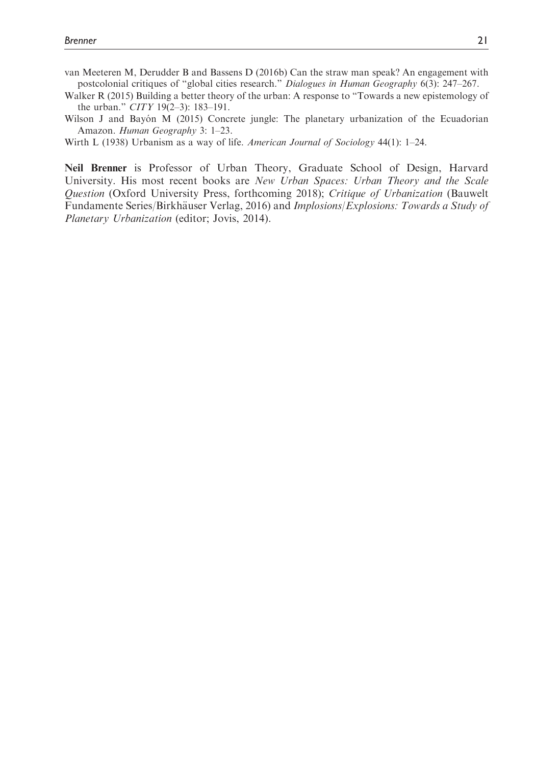van Meeteren M, Derudder B and Bassens D (2016b) Can the straw man speak? An engagement with postcolonial critiques of "global cities research." *Dialogues in Human Geography* 6(3): 247–267.

Walker R (2015) Building a better theory of the urban: A response to "Towards a new epistemology of the urban." *CITY* 19(2–3): 183–191.

Wilson J and Bayón M (2015) Concrete jungle: The planetary urbanization of the Ecuadorian Amazon. *Human Geography* 3: 1–23.

Wirth L (1938) Urbanism as a way of life. *American Journal of Sociology* 44(1): 1–24.

**Neil Brenner** is Professor of Urban Theory, Graduate School of Design, Harvard University. His most recent books are *New Urban Spaces: Urban Theory and the Scale Question* (Oxford University Press, forthcoming 2018); *Critique of Urbanization* (Bauwelt Fundamente Series/Birkhäuser Verlag, 2016) and *Implosions/Explosions: Towards a Study of Planetary Urbanization* (editor; Jovis, 2014).